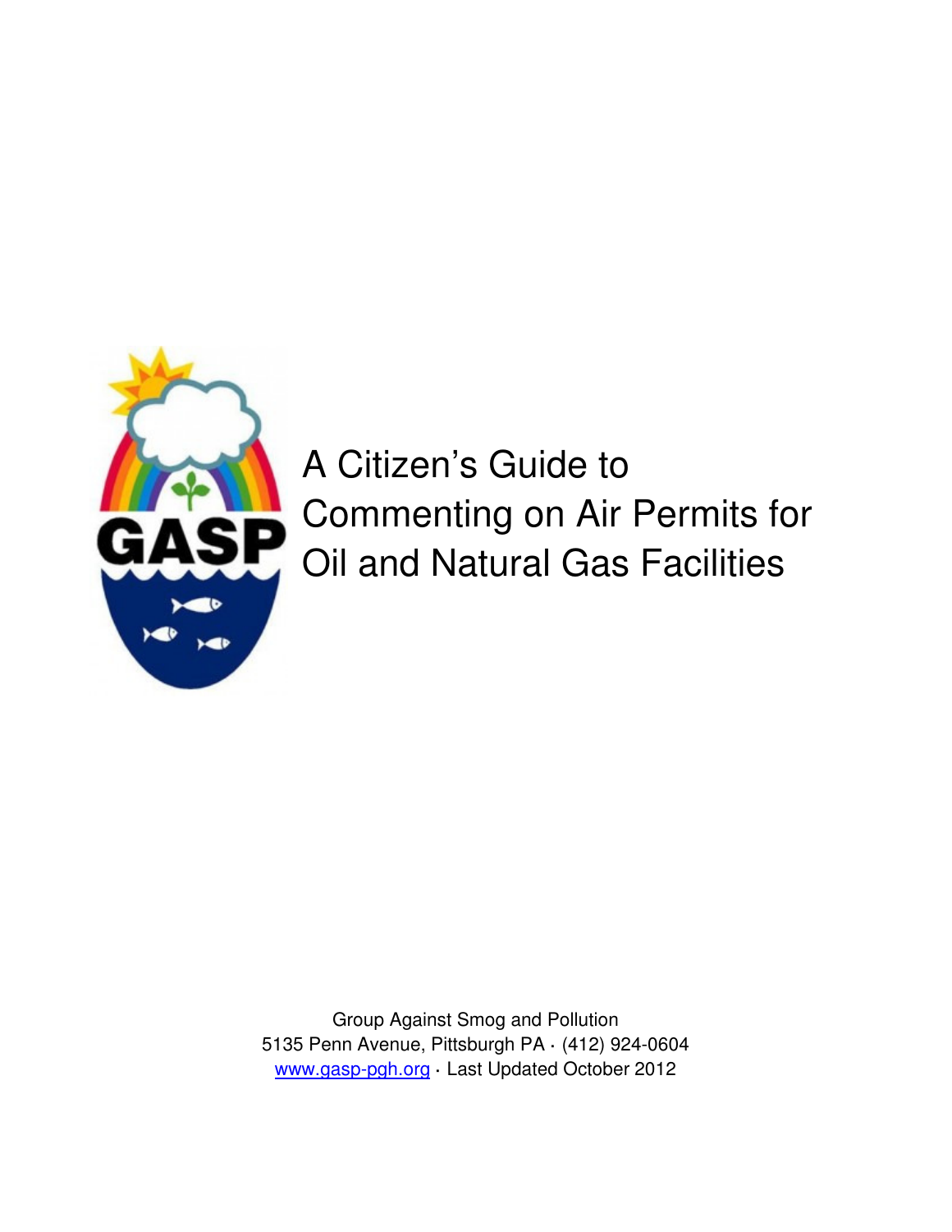# A Citizen's Guide to Commenting on Air Permits for Oil and Natural Gas Facilities

Group Against Smog and Pollution
5135 Penn Avenue, Pittsburgh PA · (412) 924-0604
www.gasp-pgh.org · Last Updated October 2012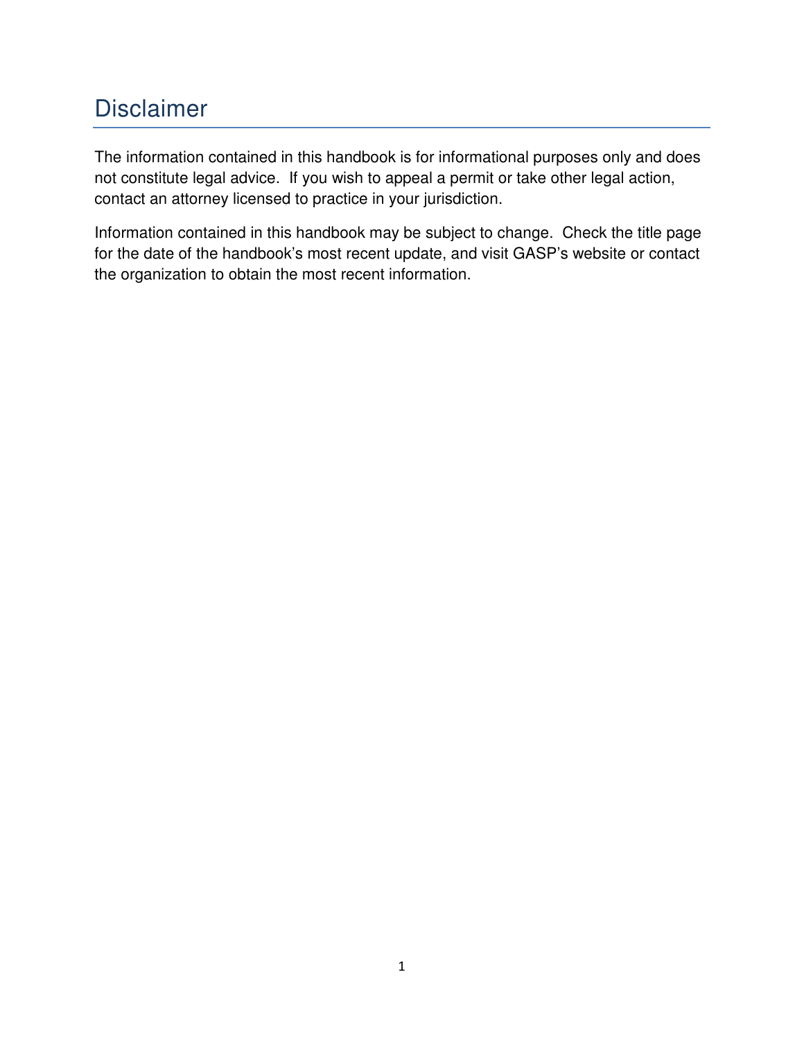# Disclaimer

The information contained in this handbook is for informational purposes only and does not constitute legal advice. If you wish to appeal a permit or take other legal action, contact an attorney licensed to practice in your jurisdiction.

Information contained in this handbook may be subject to change. Check the title page for the date of the handbook's most recent update, and visit GASP's website or contact the organization to obtain the most recent information.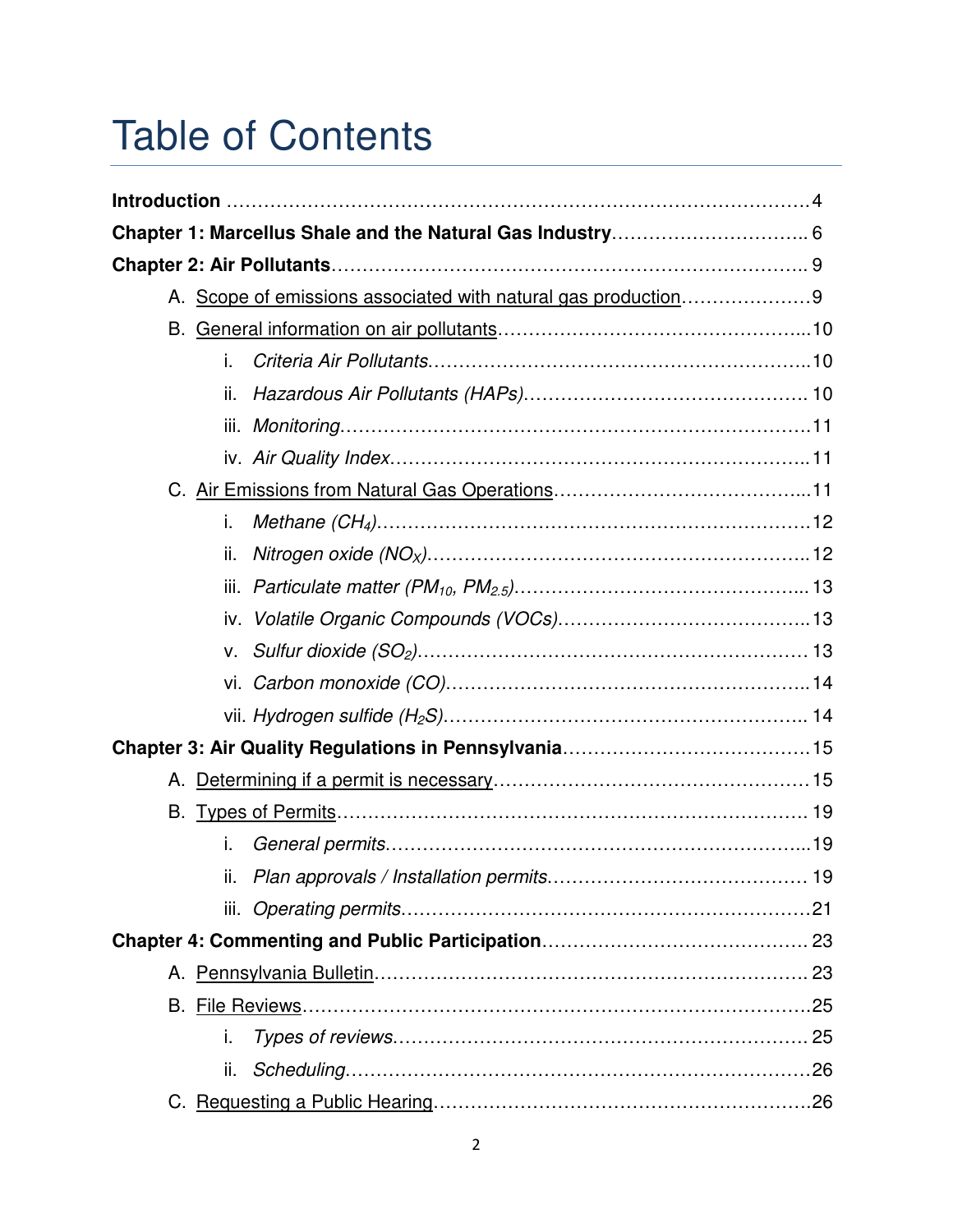# Table of Contents

**Introduction** …………………………………………………………………………………4

**Chapter 1: Marcellus Shale and the Natural Gas Industry**………………………….. 6

**Chapter 2: Air Pollutants**……………………………………………………………….. 9

- A. Scope of emissions associated with natural gas production…………………9
- B. General information on air pollutants……………………………………………...10
  - i. *Criteria Air Pollutants*……………………………………………………..10
  - ii. *Hazardous Air Pollutants (HAPs)*………………………………………. 10
  - iii. *Monitoring*……………………………………………………………………11
  - iv. *Air Quality Index*…………………………………………………………..11
- C. Air Emissions from Natural Gas Operations…………………………………...11
  - i. *Methane ($CH_4$)*………………………………………………………………12
  - ii. *Nitrogen oxide ($NO_X$)*……………………………………………………..12
  - iii. *Particulate matter ($PM_{10}$, $PM_{2.5}$)*………………………………………... 13
  - iv. *Volatile Organic Compounds (VOCs)*…………………………………..13
  - v. *Sulfur dioxide ($SO_2$)*………………………………………………………. 13
  - vi. *Carbon monoxide (CO)*…………………………………………………..14
  - vii. *Hydrogen sulfide ($H_2S$)*………………………………………………….. 14

**Chapter 3: Air Quality Regulations in Pennsylvania**…………………………………15

- A. Determining if a permit is necessary……………………………………………15
- B. Types of Permits…………………………………………………………………. 19
  - i. *General permits*……………………………………………………………...19
  - ii. *Plan approvals / Installation permits*…………………………………… 19
  - iii. *Operating permits*…………………………………………………………21

**Chapter 4: Commenting and Public Participation**……………………………………. 23

- A. Pennsylvania Bulletin……………………………………………………………. 23
- B. File Reviews…………………………………………………………………………25
  - i. *Types of reviews*…………………………………………………………. 25
  - ii. *Scheduling*…………………………………………………………………26
- C. Requesting a Public Hearing……………………………………………………26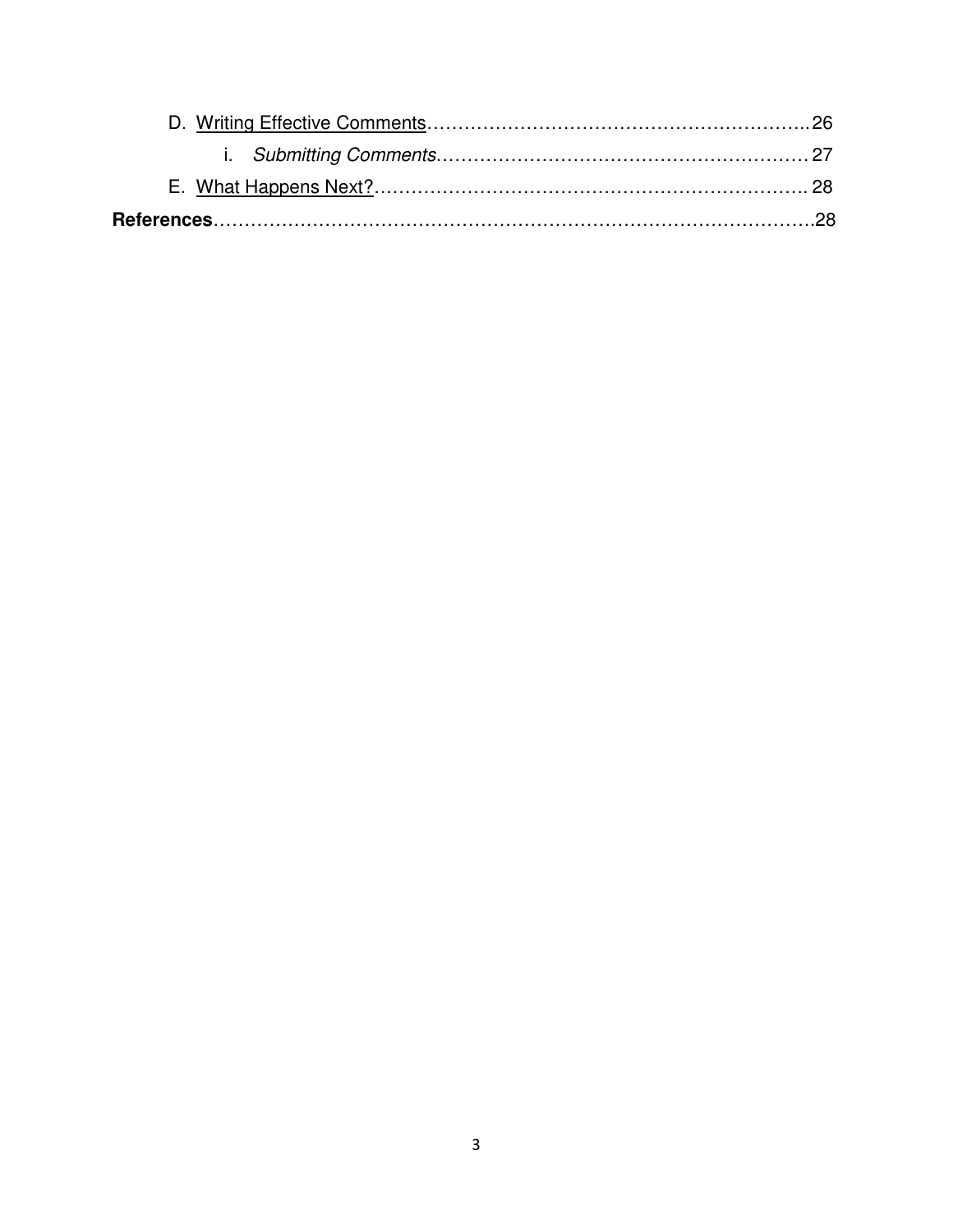D. Writing Effective Comments……………………………………………………..26

   i. *Submitting Comments*…………………………………………………… 27

E. What Happens Next?…………………………………………………………. 28

**References**…………………………………………………………………………….28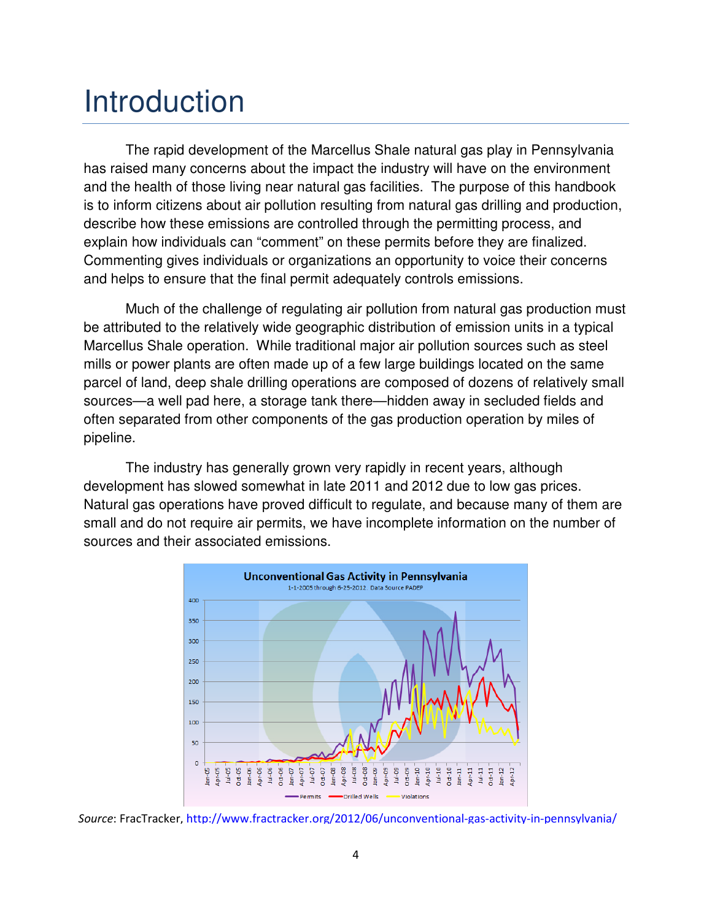# Introduction

The rapid development of the Marcellus Shale natural gas play in Pennsylvania has raised many concerns about the impact the industry will have on the environment and the health of those living near natural gas facilities. The purpose of this handbook is to inform citizens about air pollution resulting from natural gas drilling and production, describe how these emissions are controlled through the permitting process, and explain how individuals can "comment" on these permits before they are finalized. Commenting gives individuals or organizations an opportunity to voice their concerns and helps to ensure that the final permit adequately controls emissions.

Much of the challenge of regulating air pollution from natural gas production must be attributed to the relatively wide geographic distribution of emission units in a typical Marcellus Shale operation. While traditional major air pollution sources such as steel mills or power plants are often made up of a few large buildings located on the same parcel of land, deep shale drilling operations are composed of dozens of relatively small sources—a well pad here, a storage tank there—hidden away in secluded fields and often separated from other components of the gas production operation by miles of pipeline.

The industry has generally grown very rapidly in recent years, although development has slowed somewhat in late 2011 and 2012 due to low gas prices. Natural gas operations have proved difficult to regulate, and because many of them are small and do not require air permits, we have incomplete information on the number of sources and their associated emissions.

*Source*: FracTracker, http://www.fractracker.org/2012/06/unconventional-gas-activity-in-pennsylvania/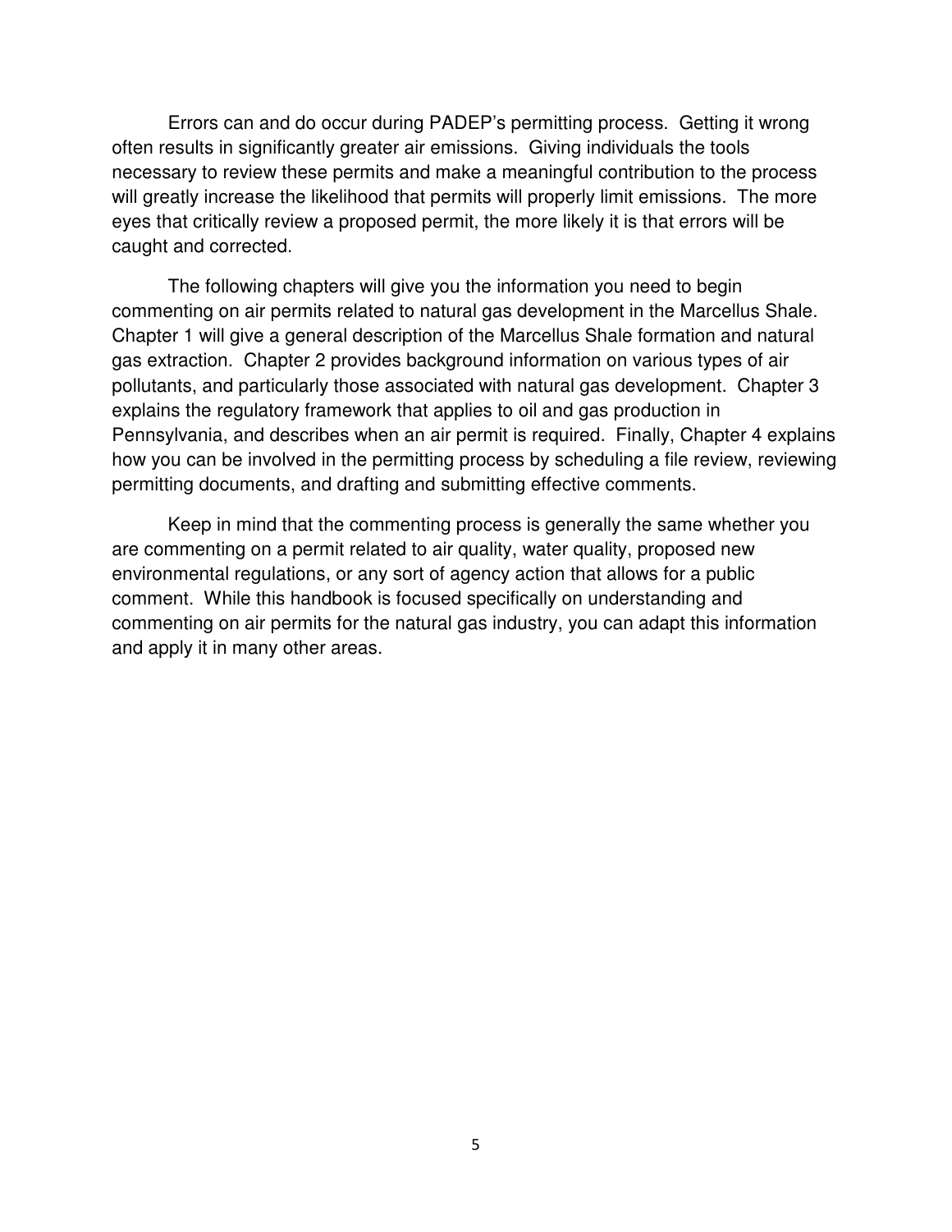Errors can and do occur during PADEP's permitting process. Getting it wrong often results in significantly greater air emissions. Giving individuals the tools necessary to review these permits and make a meaningful contribution to the process will greatly increase the likelihood that permits will properly limit emissions. The more eyes that critically review a proposed permit, the more likely it is that errors will be caught and corrected.

The following chapters will give you the information you need to begin commenting on air permits related to natural gas development in the Marcellus Shale. Chapter 1 will give a general description of the Marcellus Shale formation and natural gas extraction. Chapter 2 provides background information on various types of air pollutants, and particularly those associated with natural gas development. Chapter 3 explains the regulatory framework that applies to oil and gas production in Pennsylvania, and describes when an air permit is required. Finally, Chapter 4 explains how you can be involved in the permitting process by scheduling a file review, reviewing permitting documents, and drafting and submitting effective comments.

Keep in mind that the commenting process is generally the same whether you are commenting on a permit related to air quality, water quality, proposed new environmental regulations, or any sort of agency action that allows for a public comment. While this handbook is focused specifically on understanding and commenting on air permits for the natural gas industry, you can adapt this information and apply it in many other areas.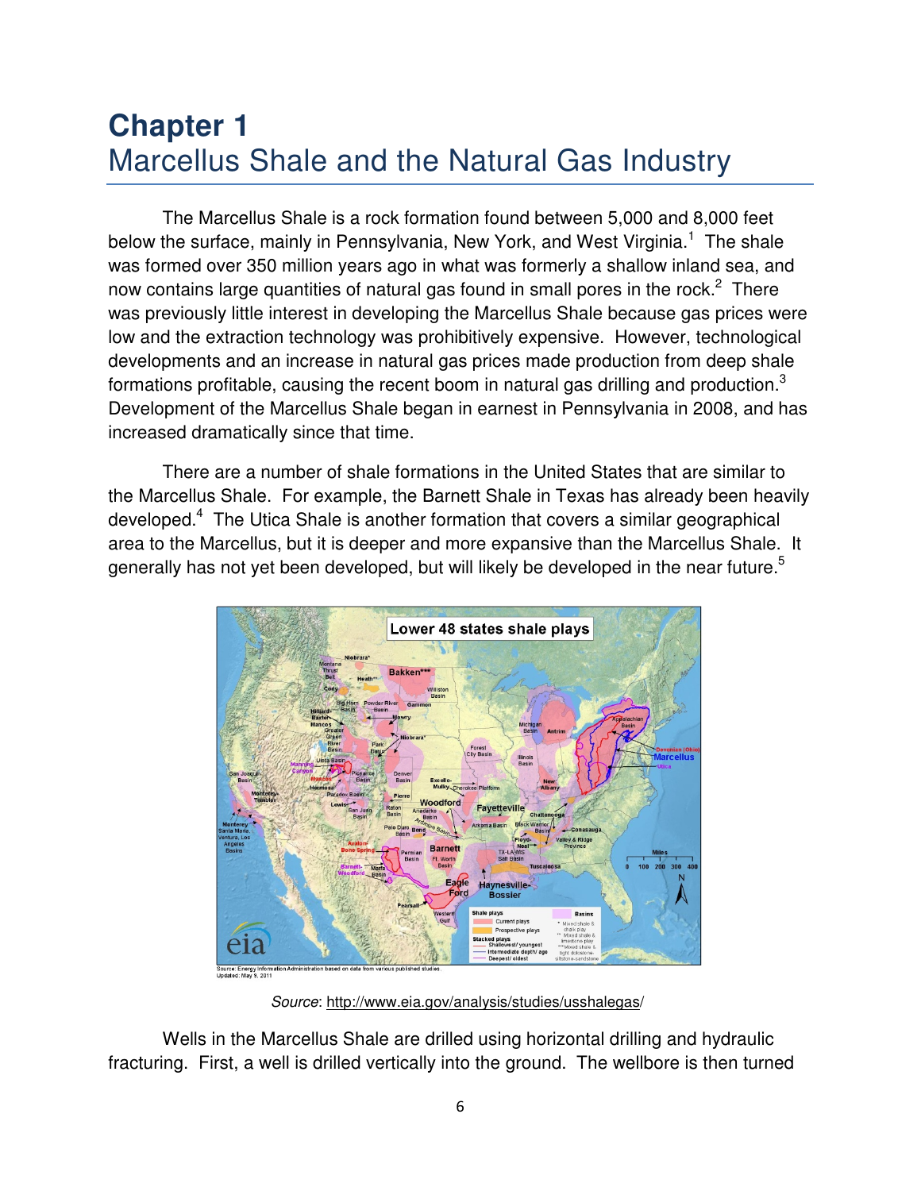# Chapter 1
## Marcellus Shale and the Natural Gas Industry

The Marcellus Shale is a rock formation found between 5,000 and 8,000 feet below the surface, mainly in Pennsylvania, New York, and West Virginia.[1] The shale was formed over 350 million years ago in what was formerly a shallow inland sea, and now contains large quantities of natural gas found in small pores in the rock.[2] There was previously little interest in developing the Marcellus Shale because gas prices were low and the extraction technology was prohibitively expensive. However, technological developments and an increase in natural gas prices made production from deep shale formations profitable, causing the recent boom in natural gas drilling and production.[3] Development of the Marcellus Shale began in earnest in Pennsylvania in 2008, and has increased dramatically since that time.

There are a number of shale formations in the United States that are similar to the Marcellus Shale. For example, the Barnett Shale in Texas has already been heavily developed.[4] The Utica Shale is another formation that covers a similar geographical area to the Marcellus, but it is deeper and more expansive than the Marcellus Shale. It generally has not yet been developed, but will likely be developed in the near future.[5]

*Source*: http://www.eia.gov/analysis/studies/usshalegas/

Wells in the Marcellus Shale are drilled using horizontal drilling and hydraulic fracturing. First, a well is drilled vertically into the ground. The wellbore is then turned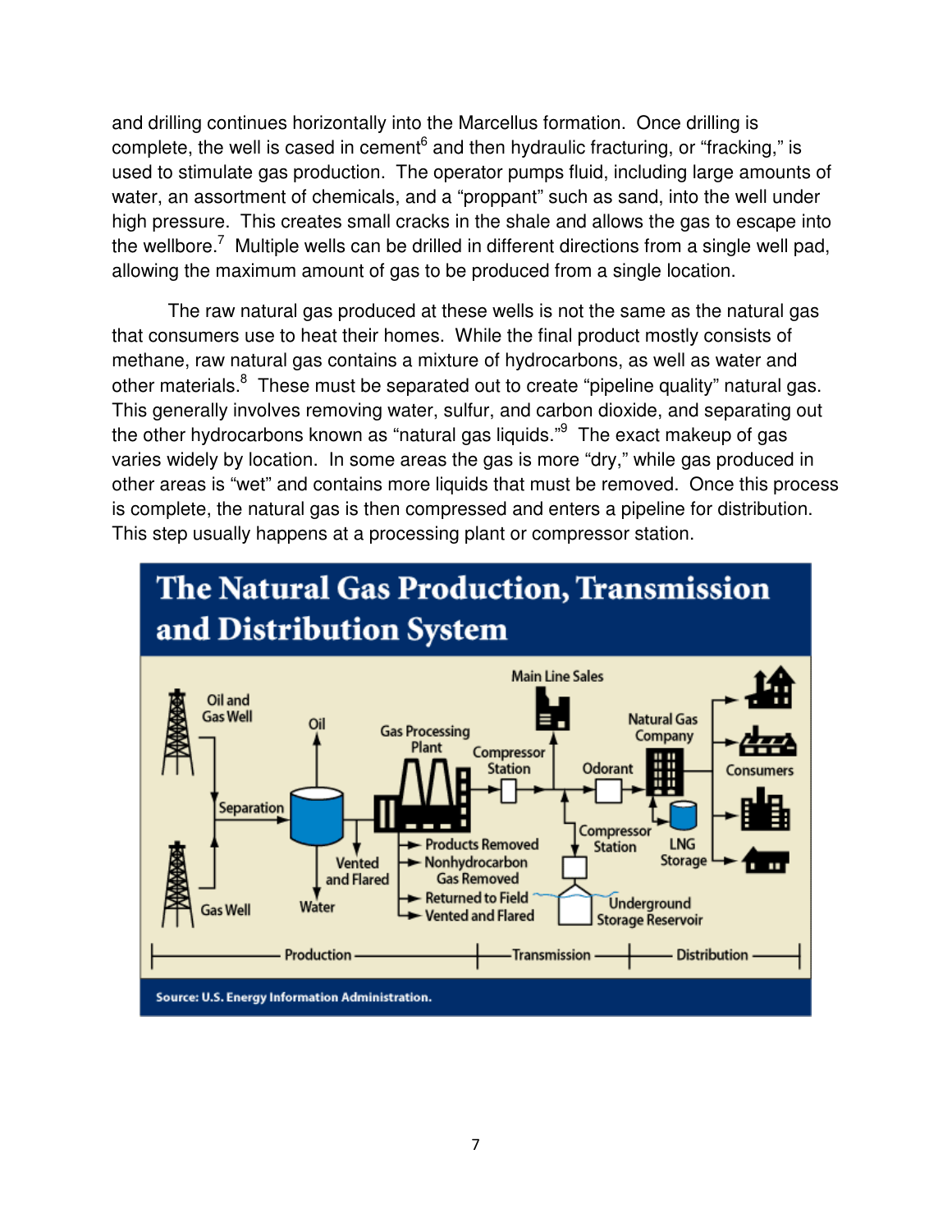and drilling continues horizontally into the Marcellus formation. Once drilling is complete, the well is cased in cement[6] and then hydraulic fracturing, or "fracking," is used to stimulate gas production. The operator pumps fluid, including large amounts of water, an assortment of chemicals, and a "proppant" such as sand, into the well under high pressure. This creates small cracks in the shale and allows the gas to escape into the wellbore.[7] Multiple wells can be drilled in different directions from a single well pad, allowing the maximum amount of gas to be produced from a single location.

The raw natural gas produced at these wells is not the same as the natural gas that consumers use to heat their homes. While the final product mostly consists of methane, raw natural gas contains a mixture of hydrocarbons, as well as water and other materials.[8] These must be separated out to create "pipeline quality" natural gas. This generally involves removing water, sulfur, and carbon dioxide, and separating out the other hydrocarbons known as "natural gas liquids."[9] The exact makeup of gas varies widely by location. In some areas the gas is more "dry," while gas produced in other areas is "wet" and contains more liquids that must be removed. Once this process is complete, the natural gas is then compressed and enters a pipeline for distribution. This step usually happens at a processing plant or compressor station.

**The Natural Gas Production, Transmission and Distribution System**

Source: U.S. Energy Information Administration.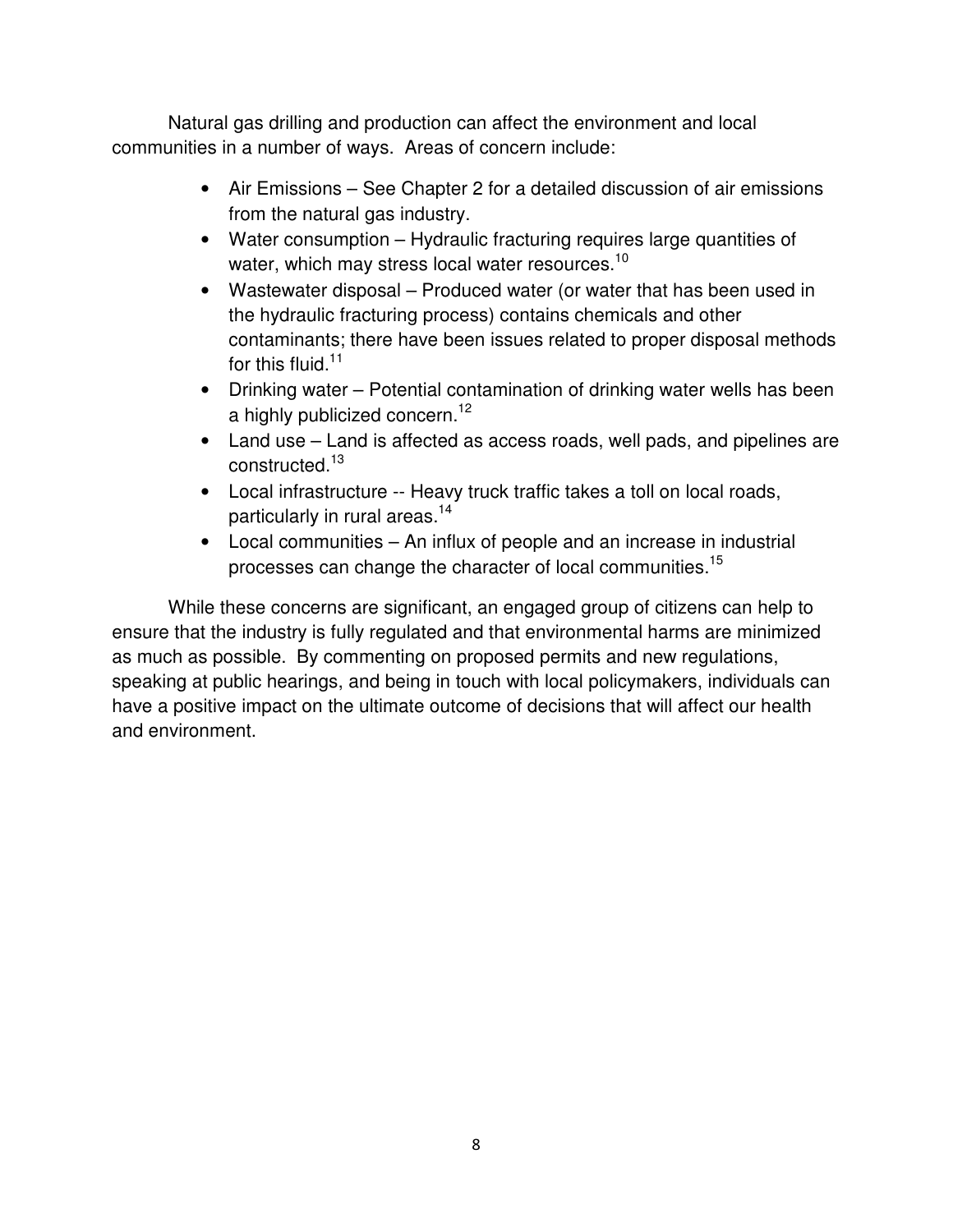Natural gas drilling and production can affect the environment and local communities in a number of ways. Areas of concern include:

- Air Emissions – See Chapter 2 for a detailed discussion of air emissions from the natural gas industry.
- Water consumption – Hydraulic fracturing requires large quantities of water, which may stress local water resources.[10]
- Wastewater disposal – Produced water (or water that has been used in the hydraulic fracturing process) contains chemicals and other contaminants; there have been issues related to proper disposal methods for this fluid.[11]
- Drinking water – Potential contamination of drinking water wells has been a highly publicized concern.[12]
- Land use – Land is affected as access roads, well pads, and pipelines are constructed.[13]
- Local infrastructure -- Heavy truck traffic takes a toll on local roads, particularly in rural areas.[14]
- Local communities – An influx of people and an increase in industrial processes can change the character of local communities.[15]

While these concerns are significant, an engaged group of citizens can help to ensure that the industry is fully regulated and that environmental harms are minimized as much as possible. By commenting on proposed permits and new regulations, speaking at public hearings, and being in touch with local policymakers, individuals can have a positive impact on the ultimate outcome of decisions that will affect our health and environment.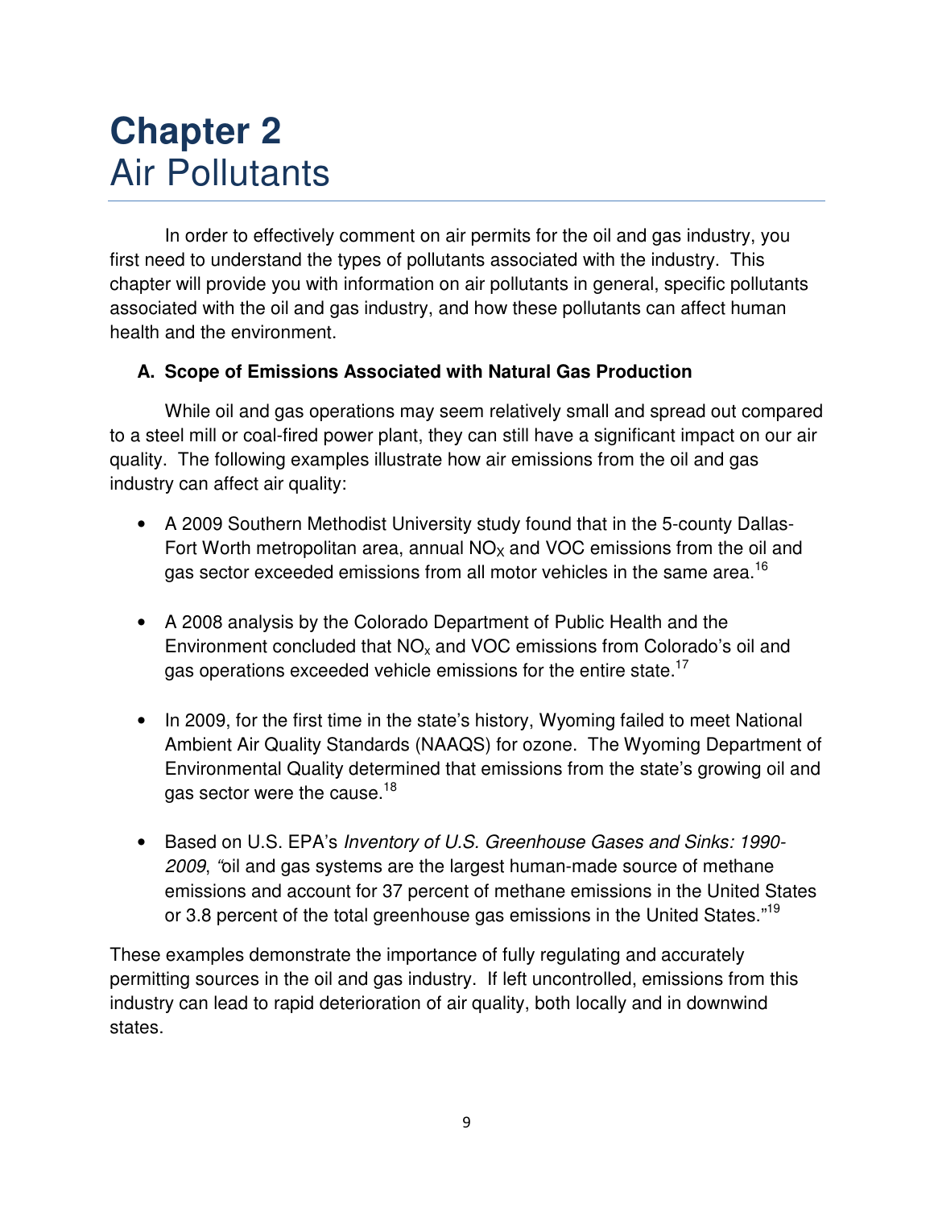# Chapter 2
# Air Pollutants

In order to effectively comment on air permits for the oil and gas industry, you first need to understand the types of pollutants associated with the industry. This chapter will provide you with information on air pollutants in general, specific pollutants associated with the oil and gas industry, and how these pollutants can affect human health and the environment.

### A. Scope of Emissions Associated with Natural Gas Production

While oil and gas operations may seem relatively small and spread out compared to a steel mill or coal-fired power plant, they can still have a significant impact on our air quality. The following examples illustrate how air emissions from the oil and gas industry can affect air quality:

- A 2009 Southern Methodist University study found that in the 5-county Dallas-Fort Worth metropolitan area, annual $NO_X$ and VOC emissions from the oil and gas sector exceeded emissions from all motor vehicles in the same area.[16]

- A 2008 analysis by the Colorado Department of Public Health and the Environment concluded that $NO_x$ and VOC emissions from Colorado's oil and gas operations exceeded vehicle emissions for the entire state.[17]

- In 2009, for the first time in the state's history, Wyoming failed to meet National Ambient Air Quality Standards (NAAQS) for ozone. The Wyoming Department of Environmental Quality determined that emissions from the state's growing oil and gas sector were the cause.[18]

- Based on U.S. EPA's *Inventory of U.S. Greenhouse Gases and Sinks: 1990-2009*, "oil and gas systems are the largest human-made source of methane emissions and account for 37 percent of methane emissions in the United States or 3.8 percent of the total greenhouse gas emissions in the United States."[19]

These examples demonstrate the importance of fully regulating and accurately permitting sources in the oil and gas industry. If left uncontrolled, emissions from this industry can lead to rapid deterioration of air quality, both locally and in downwind states.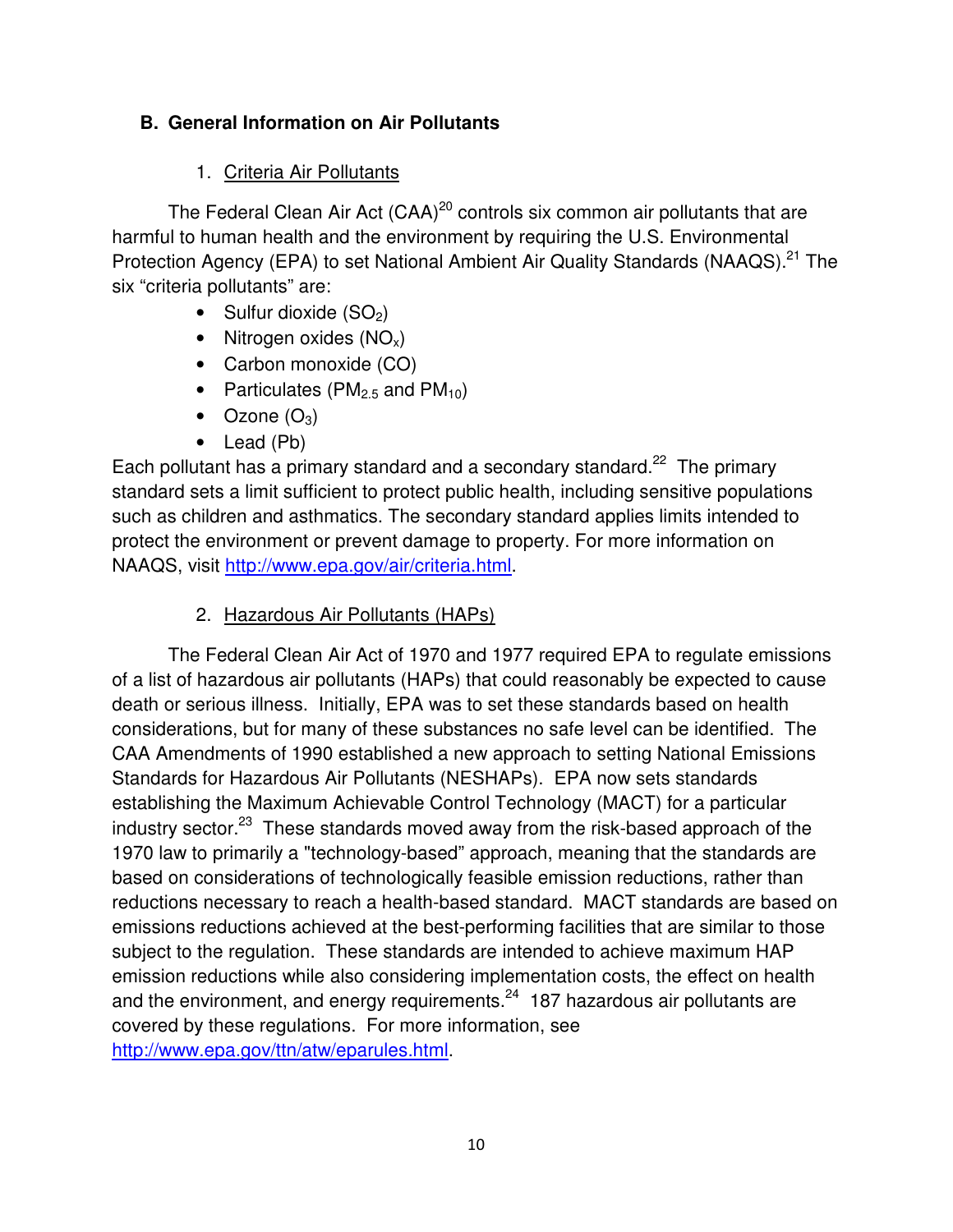## B. General Information on Air Pollutants

### 1. Criteria Air Pollutants

The Federal Clean Air Act (CAA)[20] controls six common air pollutants that are harmful to human health and the environment by requiring the U.S. Environmental Protection Agency (EPA) to set National Ambient Air Quality Standards (NAAQS).[21] The six "criteria pollutants" are:

- Sulfur dioxide ($SO_2$)
- Nitrogen oxides ($NO_x$)
- Carbon monoxide (CO)
- Particulates ($PM_{2.5}$ and $PM_{10}$)
- Ozone ($O_3$)
- Lead (Pb)

Each pollutant has a primary standard and a secondary standard.[22] The primary standard sets a limit sufficient to protect public health, including sensitive populations such as children and asthmatics. The secondary standard applies limits intended to protect the environment or prevent damage to property. For more information on NAAQS, visit http://www.epa.gov/air/criteria.html.

### 2. Hazardous Air Pollutants (HAPs)

The Federal Clean Air Act of 1970 and 1977 required EPA to regulate emissions of a list of hazardous air pollutants (HAPs) that could reasonably be expected to cause death or serious illness. Initially, EPA was to set these standards based on health considerations, but for many of these substances no safe level can be identified. The CAA Amendments of 1990 established a new approach to setting National Emissions Standards for Hazardous Air Pollutants (NESHAPs). EPA now sets standards establishing the Maximum Achievable Control Technology (MACT) for a particular industry sector.[23] These standards moved away from the risk-based approach of the 1970 law to primarily a "technology-based" approach, meaning that the standards are based on considerations of technologically feasible emission reductions, rather than reductions necessary to reach a health-based standard. MACT standards are based on emissions reductions achieved at the best-performing facilities that are similar to those subject to the regulation. These standards are intended to achieve maximum HAP emission reductions while also considering implementation costs, the effect on health and the environment, and energy requirements.[24] 187 hazardous air pollutants are covered by these regulations. For more information, see http://www.epa.gov/ttn/atw/eparules.html.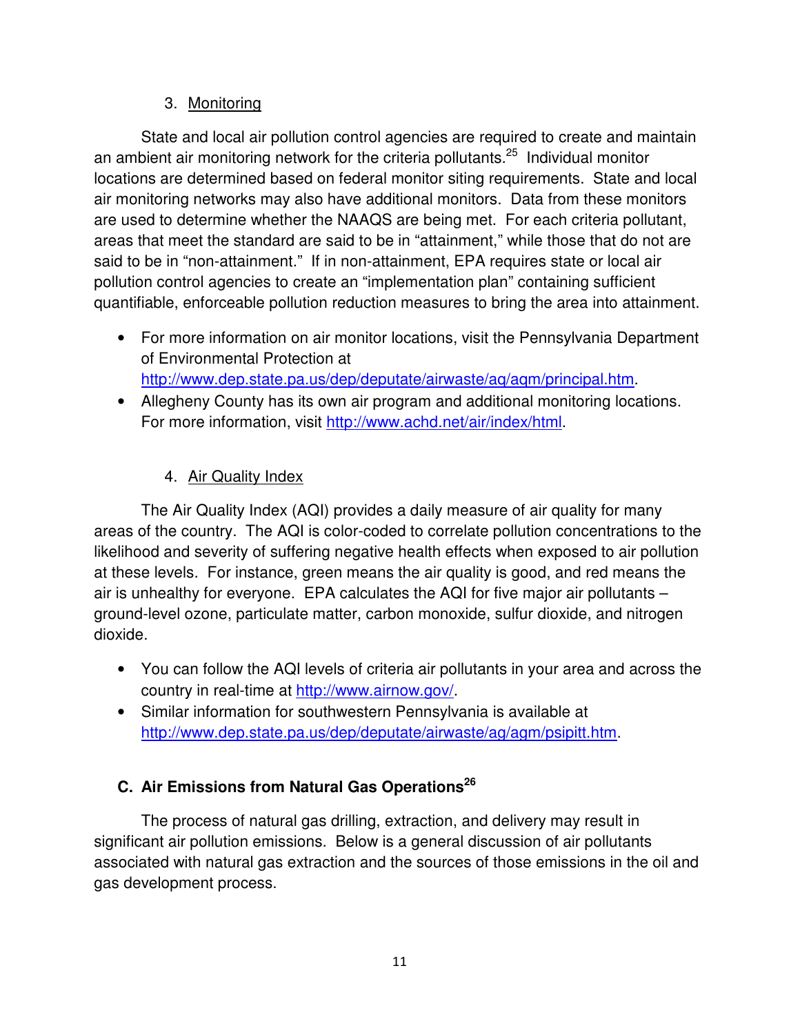### 3. Monitoring

State and local air pollution control agencies are required to create and maintain an ambient air monitoring network for the criteria pollutants.[25] Individual monitor locations are determined based on federal monitor siting requirements. State and local air monitoring networks may also have additional monitors. Data from these monitors are used to determine whether the NAAQS are being met. For each criteria pollutant, areas that meet the standard are said to be in "attainment," while those that do not are said to be in "non-attainment." If in non-attainment, EPA requires state or local air pollution control agencies to create an "implementation plan" containing sufficient quantifiable, enforceable pollution reduction measures to bring the area into attainment.

- For more information on air monitor locations, visit the Pennsylvania Department of Environmental Protection at http://www.dep.state.pa.us/dep/deputate/airwaste/aq/aqm/principal.htm.
- Allegheny County has its own air program and additional monitoring locations. For more information, visit http://www.achd.net/air/index/html.

### 4. Air Quality Index

The Air Quality Index (AQI) provides a daily measure of air quality for many areas of the country. The AQI is color-coded to correlate pollution concentrations to the likelihood and severity of suffering negative health effects when exposed to air pollution at these levels. For instance, green means the air quality is good, and red means the air is unhealthy for everyone. EPA calculates the AQI for five major air pollutants – ground-level ozone, particulate matter, carbon monoxide, sulfur dioxide, and nitrogen dioxide.

- You can follow the AQI levels of criteria air pollutants in your area and across the country in real-time at http://www.airnow.gov/.
- Similar information for southwestern Pennsylvania is available at http://www.dep.state.pa.us/dep/deputate/airwaste/aq/aqm/psipitt.htm.

## C. Air Emissions from Natural Gas Operations[26]

The process of natural gas drilling, extraction, and delivery may result in significant air pollution emissions. Below is a general discussion of air pollutants associated with natural gas extraction and the sources of those emissions in the oil and gas development process.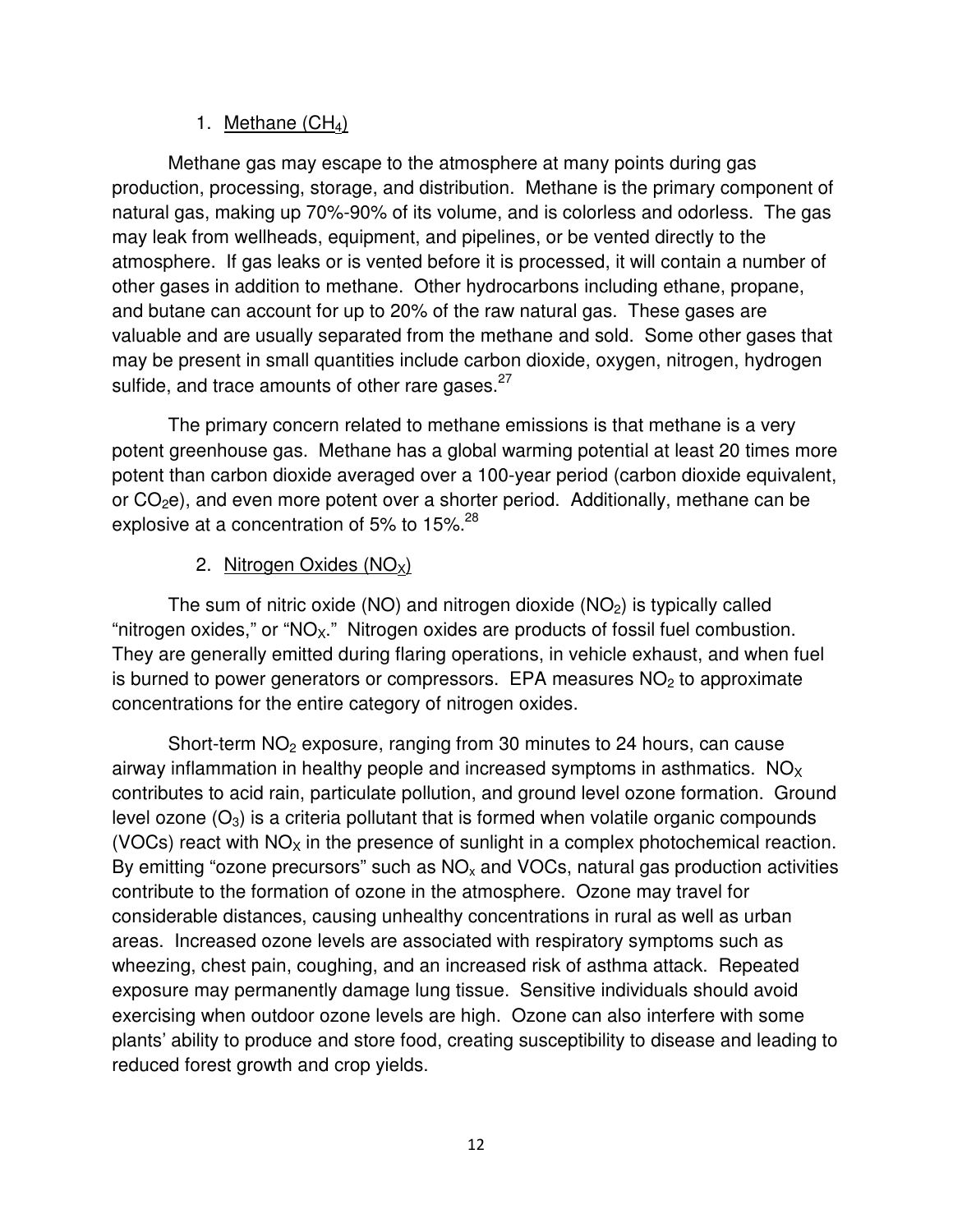1. Methane ($CH_4$)

Methane gas may escape to the atmosphere at many points during gas production, processing, storage, and distribution. Methane is the primary component of natural gas, making up 70%-90% of its volume, and is colorless and odorless. The gas may leak from wellheads, equipment, and pipelines, or be vented directly to the atmosphere. If gas leaks or is vented before it is processed, it will contain a number of other gases in addition to methane. Other hydrocarbons including ethane, propane, and butane can account for up to 20% of the raw natural gas. These gases are valuable and are usually separated from the methane and sold. Some other gases that may be present in small quantities include carbon dioxide, oxygen, nitrogen, hydrogen sulfide, and trace amounts of other rare gases.[27]

The primary concern related to methane emissions is that methane is a very potent greenhouse gas. Methane has a global warming potential at least 20 times more potent than carbon dioxide averaged over a 100-year period (carbon dioxide equivalent, or $CO_2e$), and even more potent over a shorter period. Additionally, methane can be explosive at a concentration of 5% to 15%.[28]

2. Nitrogen Oxides ($NO_X$)

The sum of nitric oxide (NO) and nitrogen dioxide ($NO_2$) is typically called "nitrogen oxides," or "$NO_X$." Nitrogen oxides are products of fossil fuel combustion. They are generally emitted during flaring operations, in vehicle exhaust, and when fuel is burned to power generators or compressors. EPA measures $NO_2$ to approximate concentrations for the entire category of nitrogen oxides.

Short-term $NO_2$ exposure, ranging from 30 minutes to 24 hours, can cause airway inflammation in healthy people and increased symptoms in asthmatics. $NO_X$ contributes to acid rain, particulate pollution, and ground level ozone formation. Ground level ozone ($O_3$) is a criteria pollutant that is formed when volatile organic compounds (VOCs) react with $NO_X$ in the presence of sunlight in a complex photochemical reaction. By emitting "ozone precursors" such as $NO_x$ and VOCs, natural gas production activities contribute to the formation of ozone in the atmosphere. Ozone may travel for considerable distances, causing unhealthy concentrations in rural as well as urban areas. Increased ozone levels are associated with respiratory symptoms such as wheezing, chest pain, coughing, and an increased risk of asthma attack. Repeated exposure may permanently damage lung tissue. Sensitive individuals should avoid exercising when outdoor ozone levels are high. Ozone can also interfere with some plants' ability to produce and store food, creating susceptibility to disease and leading to reduced forest growth and crop yields.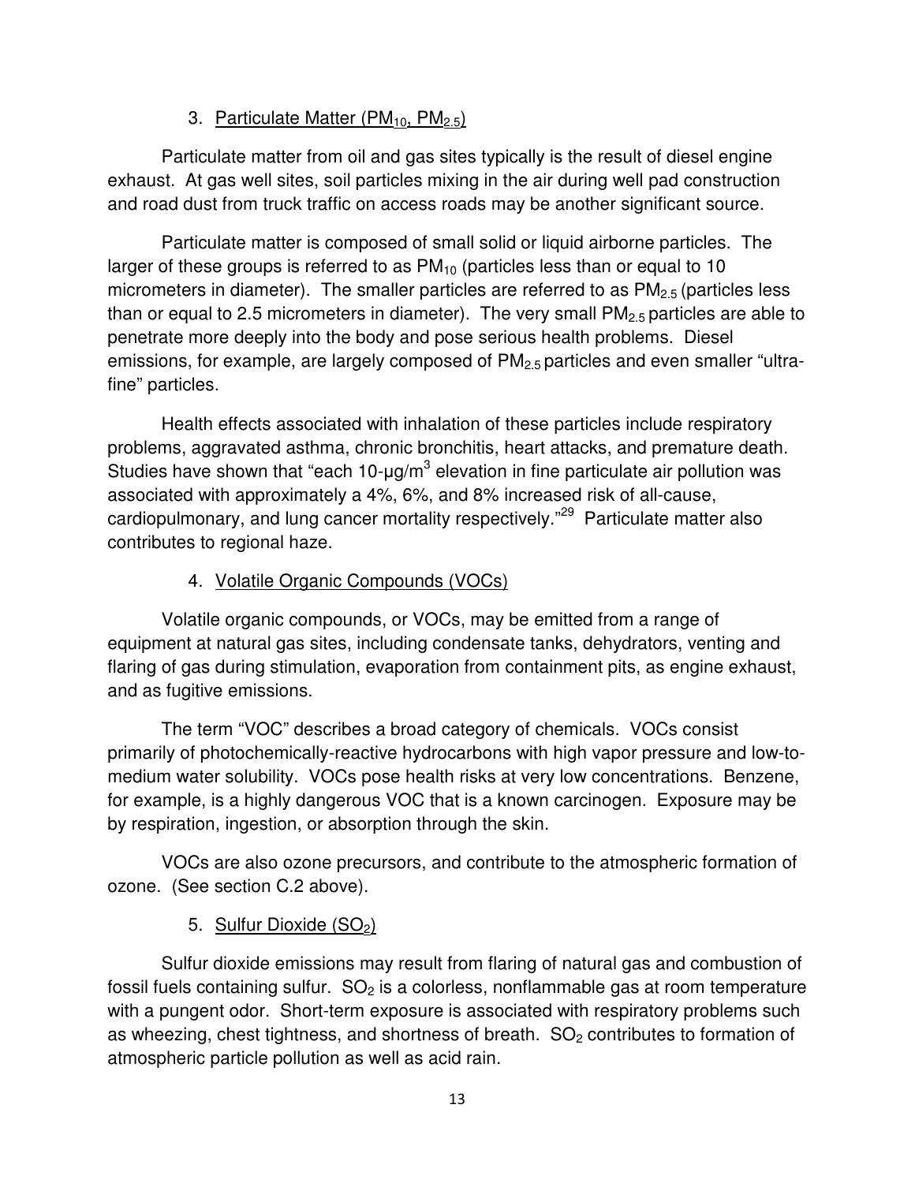### 3. Particulate Matter ($PM_{10}$, $PM_{2.5}$)

Particulate matter from oil and gas sites typically is the result of diesel engine exhaust. At gas well sites, soil particles mixing in the air during well pad construction and road dust from truck traffic on access roads may be another significant source.

Particulate matter is composed of small solid or liquid airborne particles. The larger of these groups is referred to as $PM_{10}$ (particles less than or equal to 10 micrometers in diameter). The smaller particles are referred to as $PM_{2.5}$ (particles less than or equal to 2.5 micrometers in diameter). The very small $PM_{2.5}$ particles are able to penetrate more deeply into the body and pose serious health problems. Diesel emissions, for example, are largely composed of $PM_{2.5}$ particles and even smaller "ultra-fine" particles.

Health effects associated with inhalation of these particles include respiratory problems, aggravated asthma, chronic bronchitis, heart attacks, and premature death. Studies have shown that "each 10-$\mu g/m^3$ elevation in fine particulate air pollution was associated with approximately a 4%, 6%, and 8% increased risk of all-cause, cardiopulmonary, and lung cancer mortality respectively."[29] Particulate matter also contributes to regional haze.

### 4. Volatile Organic Compounds (VOCs)

Volatile organic compounds, or VOCs, may be emitted from a range of equipment at natural gas sites, including condensate tanks, dehydrators, venting and flaring of gas during stimulation, evaporation from containment pits, as engine exhaust, and as fugitive emissions.

The term "VOC" describes a broad category of chemicals. VOCs consist primarily of photochemically-reactive hydrocarbons with high vapor pressure and low-to-medium water solubility. VOCs pose health risks at very low concentrations. Benzene, for example, is a highly dangerous VOC that is a known carcinogen. Exposure may be by respiration, ingestion, or absorption through the skin.

VOCs are also ozone precursors, and contribute to the atmospheric formation of ozone. (See section C.2 above).

### 5. Sulfur Dioxide ($SO_2$)

Sulfur dioxide emissions may result from flaring of natural gas and combustion of fossil fuels containing sulfur. $SO_2$ is a colorless, nonflammable gas at room temperature with a pungent odor. Short-term exposure is associated with respiratory problems such as wheezing, chest tightness, and shortness of breath. $SO_2$ contributes to formation of atmospheric particle pollution as well as acid rain.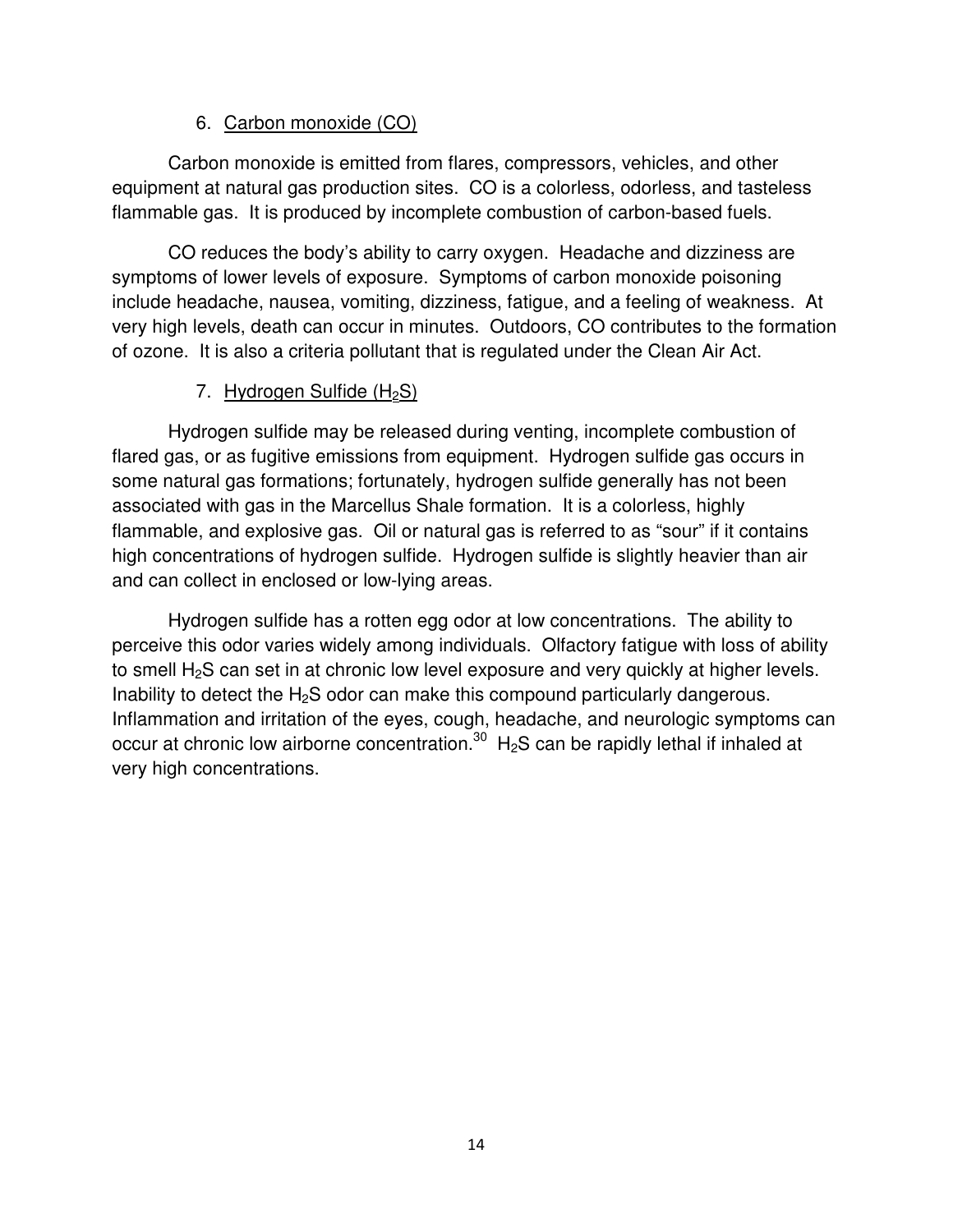### 6. Carbon monoxide (CO)

Carbon monoxide is emitted from flares, compressors, vehicles, and other equipment at natural gas production sites. CO is a colorless, odorless, and tasteless flammable gas. It is produced by incomplete combustion of carbon-based fuels.

CO reduces the body's ability to carry oxygen. Headache and dizziness are symptoms of lower levels of exposure. Symptoms of carbon monoxide poisoning include headache, nausea, vomiting, dizziness, fatigue, and a feeling of weakness. At very high levels, death can occur in minutes. Outdoors, CO contributes to the formation of ozone. It is also a criteria pollutant that is regulated under the Clean Air Act.

### 7. Hydrogen Sulfide ($H_2S$)

Hydrogen sulfide may be released during venting, incomplete combustion of flared gas, or as fugitive emissions from equipment. Hydrogen sulfide gas occurs in some natural gas formations; fortunately, hydrogen sulfide generally has not been associated with gas in the Marcellus Shale formation. It is a colorless, highly flammable, and explosive gas. Oil or natural gas is referred to as "sour" if it contains high concentrations of hydrogen sulfide. Hydrogen sulfide is slightly heavier than air and can collect in enclosed or low-lying areas.

Hydrogen sulfide has a rotten egg odor at low concentrations. The ability to perceive this odor varies widely among individuals. Olfactory fatigue with loss of ability to smell $H_2S$ can set in at chronic low level exposure and very quickly at higher levels. Inability to detect the $H_2S$ odor can make this compound particularly dangerous. Inflammation and irritation of the eyes, cough, headache, and neurologic symptoms can occur at chronic low airborne concentration.[30] $H_2S$ can be rapidly lethal if inhaled at very high concentrations.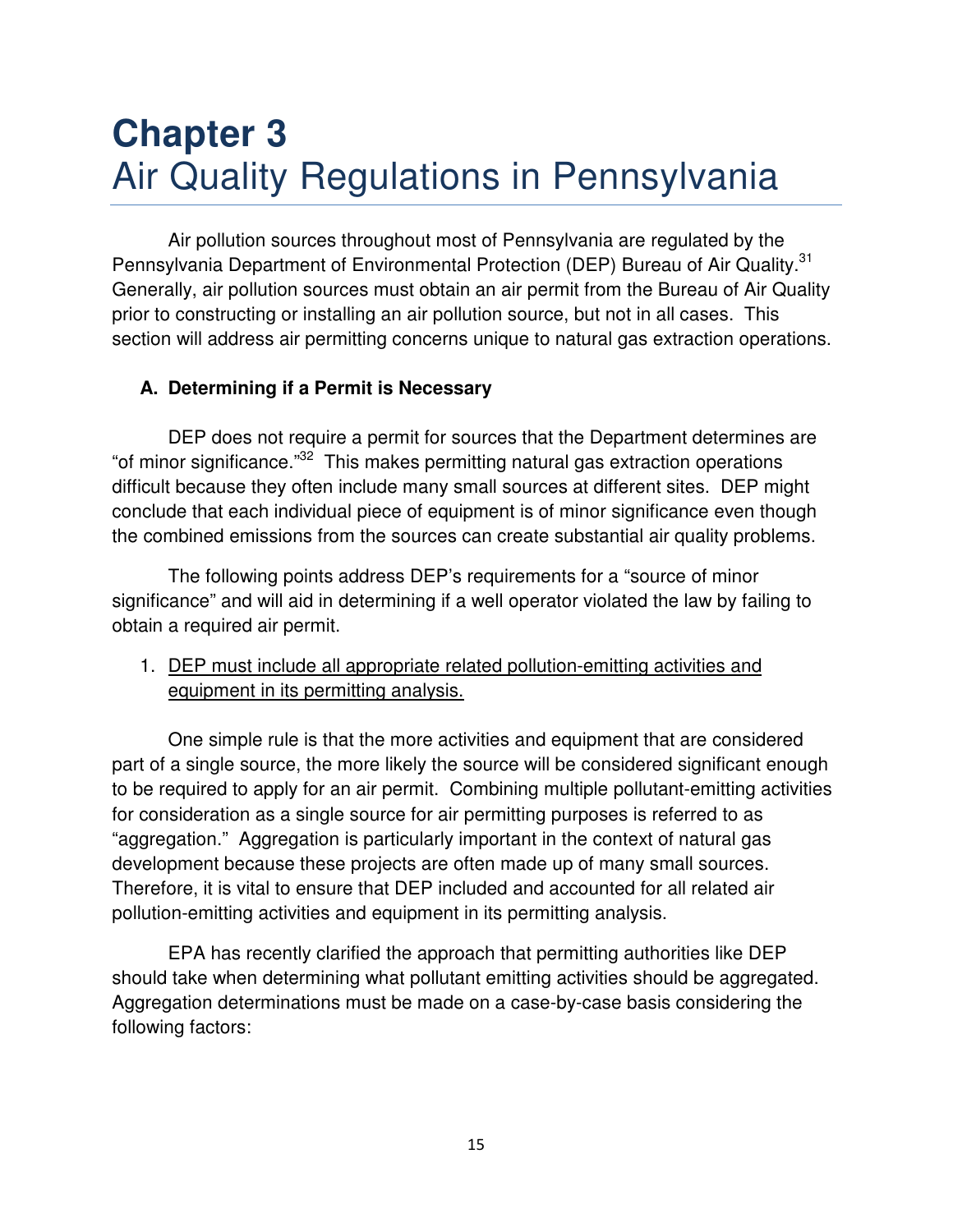# Chapter 3
# Air Quality Regulations in Pennsylvania

Air pollution sources throughout most of Pennsylvania are regulated by the Pennsylvania Department of Environmental Protection (DEP) Bureau of Air Quality.[31] Generally, air pollution sources must obtain an air permit from the Bureau of Air Quality prior to constructing or installing an air pollution source, but not in all cases. This section will address air permitting concerns unique to natural gas extraction operations.

## A. Determining if a Permit is Necessary

DEP does not require a permit for sources that the Department determines are "of minor significance."[32] This makes permitting natural gas extraction operations difficult because they often include many small sources at different sites. DEP might conclude that each individual piece of equipment is of minor significance even though the combined emissions from the sources can create substantial air quality problems.

The following points address DEP's requirements for a "source of minor significance" and will aid in determining if a well operator violated the law by failing to obtain a required air permit.

1. <u>DEP must include all appropriate related pollution-emitting activities and equipment in its permitting analysis.</u>

One simple rule is that the more activities and equipment that are considered part of a single source, the more likely the source will be considered significant enough to be required to apply for an air permit. Combining multiple pollutant-emitting activities for consideration as a single source for air permitting purposes is referred to as "aggregation." Aggregation is particularly important in the context of natural gas development because these projects are often made up of many small sources. Therefore, it is vital to ensure that DEP included and accounted for all related air pollution-emitting activities and equipment in its permitting analysis.

EPA has recently clarified the approach that permitting authorities like DEP should take when determining what pollutant emitting activities should be aggregated. Aggregation determinations must be made on a case-by-case basis considering the following factors: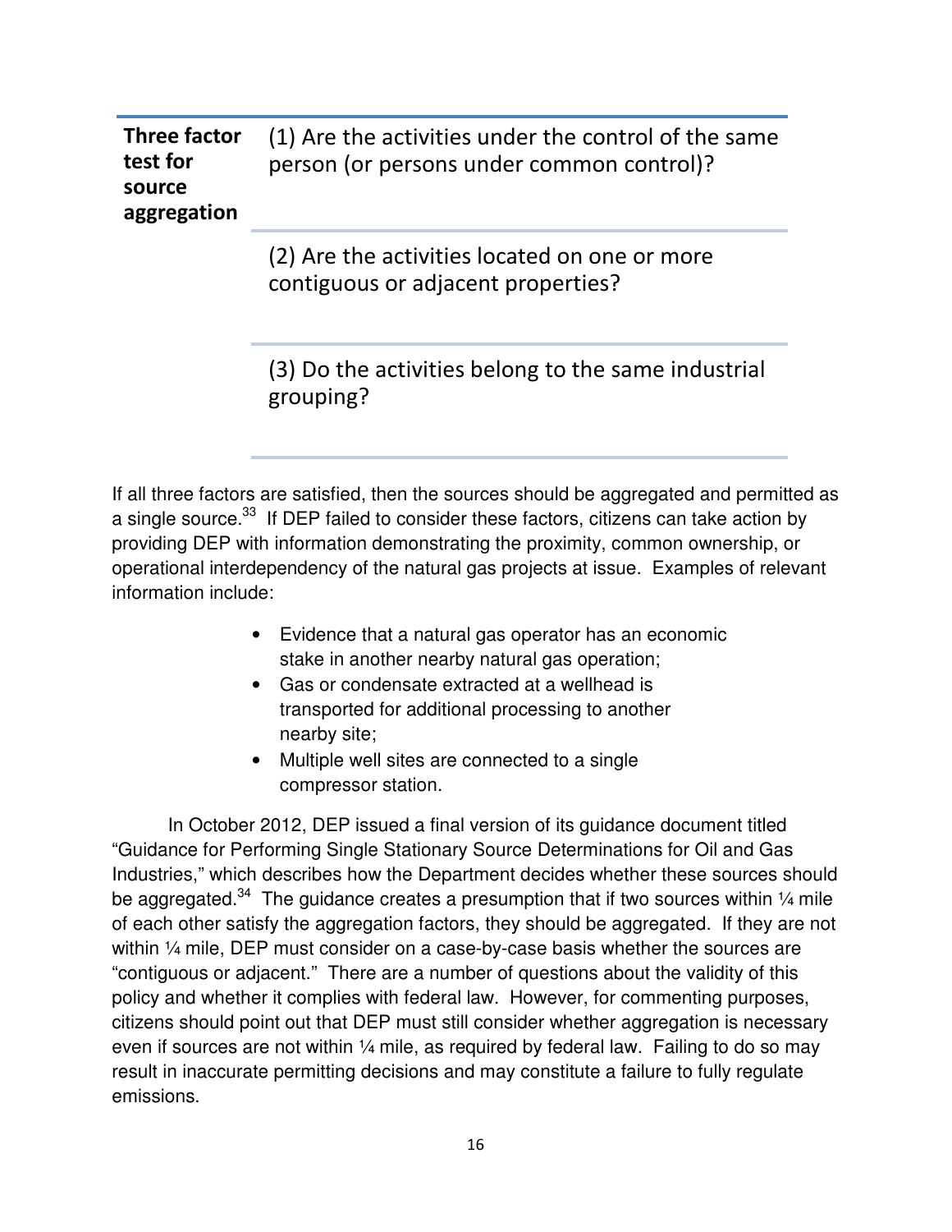| **Three factor test for source aggregation** | (1) Are the activities under the control of the same person (or persons under common control)? |
| --- | --- |
| | (2) Are the activities located on one or more contiguous or adjacent properties? |
| | (3) Do the activities belong to the same industrial grouping? |

If all three factors are satisfied, then the sources should be aggregated and permitted as a single source.[33] If DEP failed to consider these factors, citizens can take action by providing DEP with information demonstrating the proximity, common ownership, or operational interdependency of the natural gas projects at issue. Examples of relevant information include:

- Evidence that a natural gas operator has an economic stake in another nearby natural gas operation;
- Gas or condensate extracted at a wellhead is transported for additional processing to another nearby site;
- Multiple well sites are connected to a single compressor station.

In October 2012, DEP issued a final version of its guidance document titled "Guidance for Performing Single Stationary Source Determinations for Oil and Gas Industries," which describes how the Department decides whether these sources should be aggregated.[34] The guidance creates a presumption that if two sources within ¼ mile of each other satisfy the aggregation factors, they should be aggregated. If they are not within ¼ mile, DEP must consider on a case-by-case basis whether the sources are "contiguous or adjacent." There are a number of questions about the validity of this policy and whether it complies with federal law. However, for commenting purposes, citizens should point out that DEP must still consider whether aggregation is necessary even if sources are not within ¼ mile, as required by federal law. Failing to do so may result in inaccurate permitting decisions and may constitute a failure to fully regulate emissions.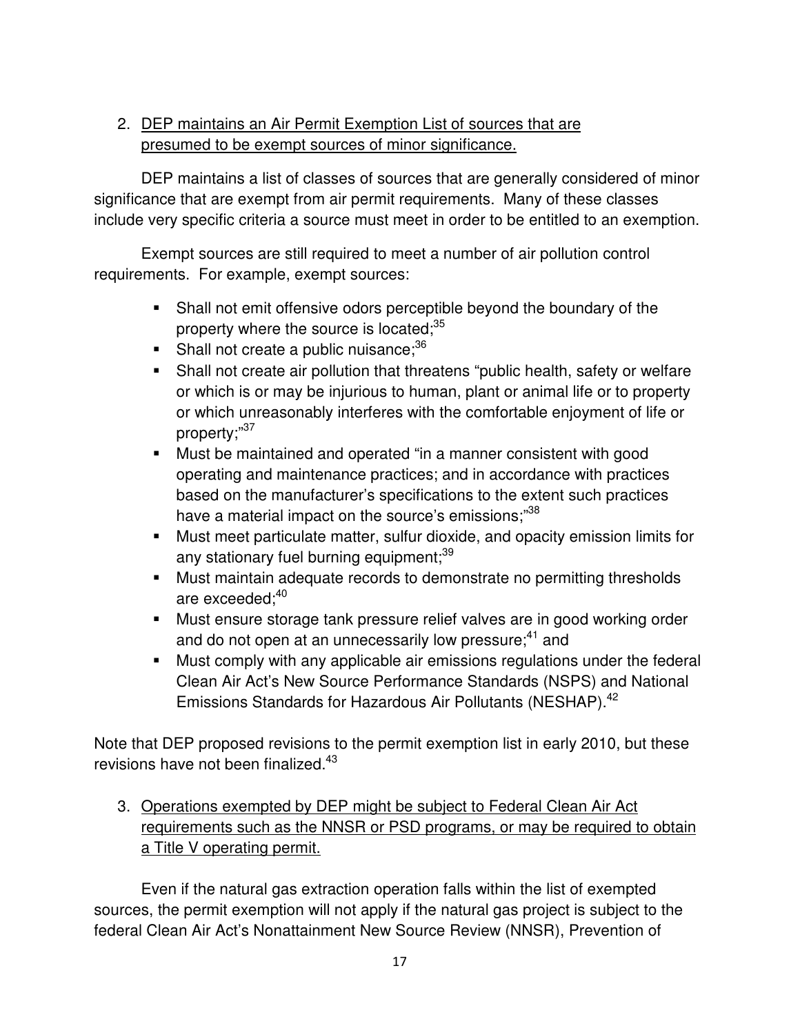2. DEP maintains an Air Permit Exemption List of sources that are presumed to be exempt sources of minor significance.

DEP maintains a list of classes of sources that are generally considered of minor significance that are exempt from air permit requirements. Many of these classes include very specific criteria a source must meet in order to be entitled to an exemption.

Exempt sources are still required to meet a number of air pollution control requirements. For example, exempt sources:

- Shall not emit offensive odors perceptible beyond the boundary of the property where the source is located;[35]
- Shall not create a public nuisance;[36]
- Shall not create air pollution that threatens "public health, safety or welfare or which is or may be injurious to human, plant or animal life or to property or which unreasonably interferes with the comfortable enjoyment of life or property;"[37]
- Must be maintained and operated "in a manner consistent with good operating and maintenance practices; and in accordance with practices based on the manufacturer's specifications to the extent such practices have a material impact on the source's emissions;"[38]
- Must meet particulate matter, sulfur dioxide, and opacity emission limits for any stationary fuel burning equipment;[39]
- Must maintain adequate records to demonstrate no permitting thresholds are exceeded;[40]
- Must ensure storage tank pressure relief valves are in good working order and do not open at an unnecessarily low pressure;[41] and
- Must comply with any applicable air emissions regulations under the federal Clean Air Act's New Source Performance Standards (NSPS) and National Emissions Standards for Hazardous Air Pollutants (NESHAP).[42]

Note that DEP proposed revisions to the permit exemption list in early 2010, but these revisions have not been finalized.[43]

3. Operations exempted by DEP might be subject to Federal Clean Air Act requirements such as the NNSR or PSD programs, or may be required to obtain a Title V operating permit.

Even if the natural gas extraction operation falls within the list of exempted sources, the permit exemption will not apply if the natural gas project is subject to the federal Clean Air Act's Nonattainment New Source Review (NNSR), Prevention of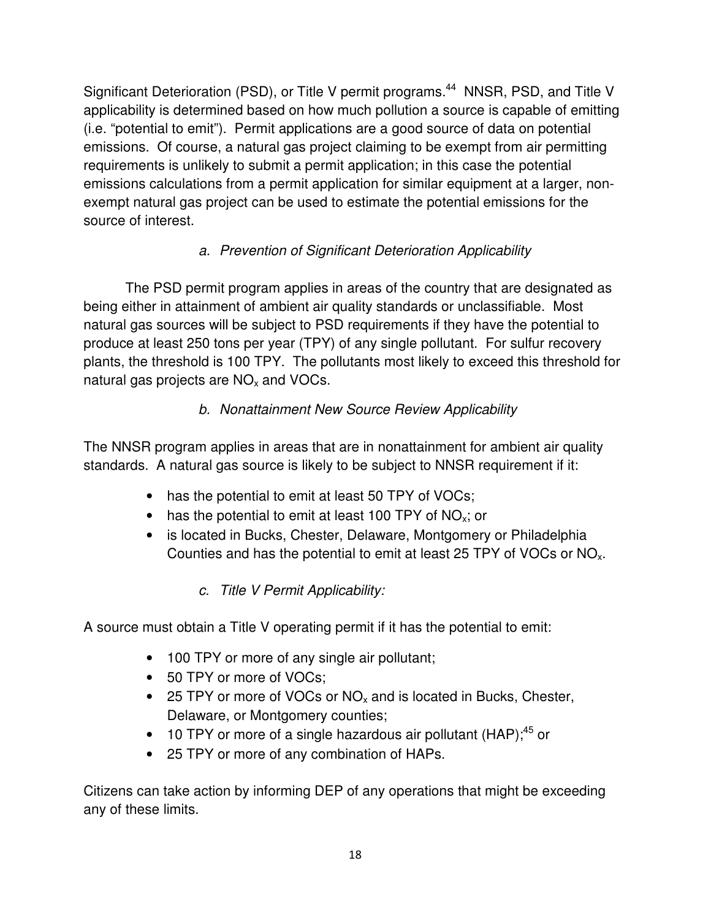Significant Deterioration (PSD), or Title V permit programs.[44] NNSR, PSD, and Title V applicability is determined based on how much pollution a source is capable of emitting (i.e. "potential to emit"). Permit applications are a good source of data on potential emissions. Of course, a natural gas project claiming to be exempt from air permitting requirements is unlikely to submit a permit application; in this case the potential emissions calculations from a permit application for similar equipment at a larger, non-exempt natural gas project can be used to estimate the potential emissions for the source of interest.

*a. Prevention of Significant Deterioration Applicability*

The PSD permit program applies in areas of the country that are designated as being either in attainment of ambient air quality standards or unclassifiable. Most natural gas sources will be subject to PSD requirements if they have the potential to produce at least 250 tons per year (TPY) of any single pollutant. For sulfur recovery plants, the threshold is 100 TPY. The pollutants most likely to exceed this threshold for natural gas projects are $NO_x$ and VOCs.

*b. Nonattainment New Source Review Applicability*

The NNSR program applies in areas that are in nonattainment for ambient air quality standards. A natural gas source is likely to be subject to NNSR requirement if it:

- has the potential to emit at least 50 TPY of VOCs;
- has the potential to emit at least 100 TPY of $NO_x$; or
- is located in Bucks, Chester, Delaware, Montgomery or Philadelphia Counties and has the potential to emit at least 25 TPY of VOCs or $NO_x$.

*c. Title V Permit Applicability:*

A source must obtain a Title V operating permit if it has the potential to emit:

- 100 TPY or more of any single air pollutant;
- 50 TPY or more of VOCs;
- 25 TPY or more of VOCs or $NO_x$ and is located in Bucks, Chester, Delaware, or Montgomery counties;
- 10 TPY or more of a single hazardous air pollutant (HAP);[45] or
- 25 TPY or more of any combination of HAPs.

Citizens can take action by informing DEP of any operations that might be exceeding any of these limits.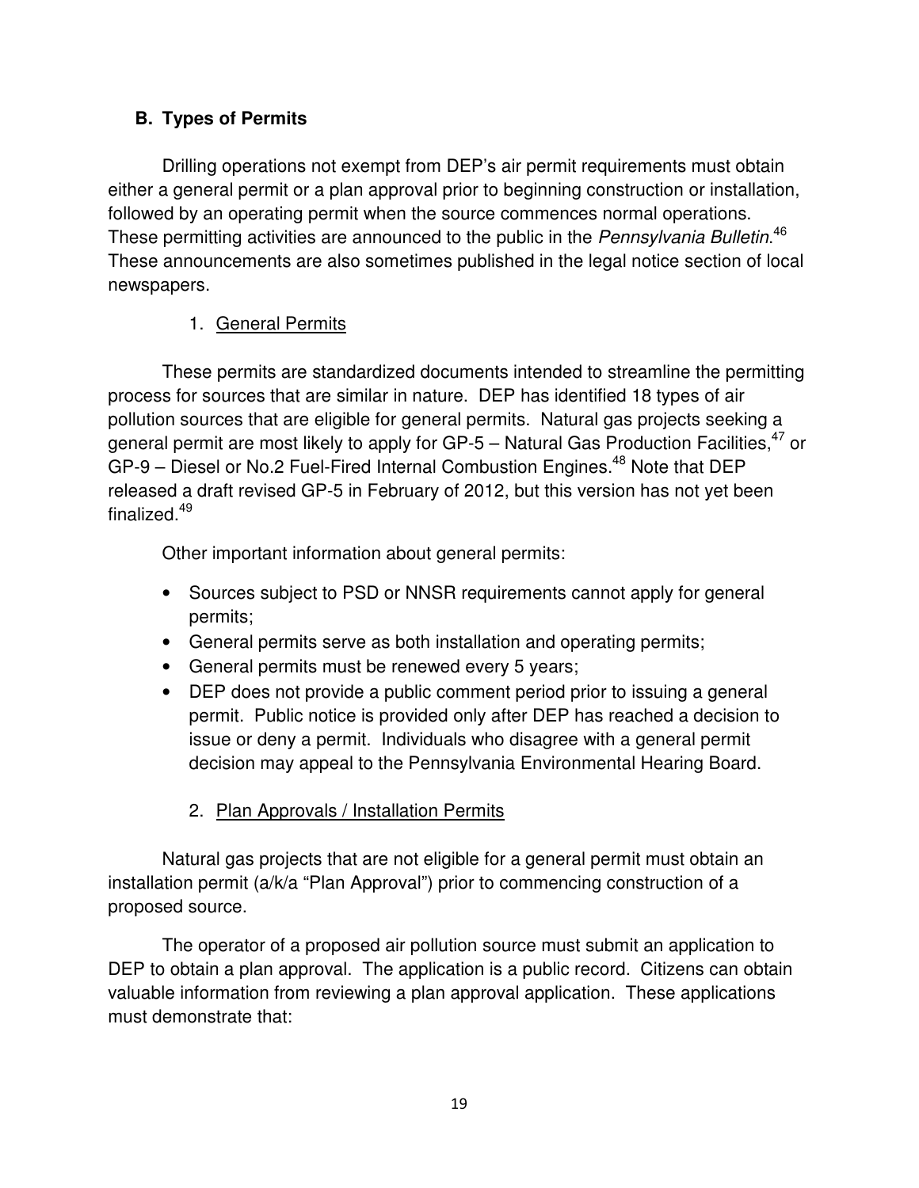## B. Types of Permits

Drilling operations not exempt from DEP's air permit requirements must obtain either a general permit or a plan approval prior to beginning construction or installation, followed by an operating permit when the source commences normal operations. These permitting activities are announced to the public in the *Pennsylvania Bulletin*.[46] These announcements are also sometimes published in the legal notice section of local newspapers.

### 1. General Permits

These permits are standardized documents intended to streamline the permitting process for sources that are similar in nature. DEP has identified 18 types of air pollution sources that are eligible for general permits. Natural gas projects seeking a general permit are most likely to apply for GP-5 – Natural Gas Production Facilities,[47] or GP-9 – Diesel or No.2 Fuel-Fired Internal Combustion Engines.[48] Note that DEP released a draft revised GP-5 in February of 2012, but this version has not yet been finalized.[49]

Other important information about general permits:

- Sources subject to PSD or NNSR requirements cannot apply for general permits;
- General permits serve as both installation and operating permits;
- General permits must be renewed every 5 years;
- DEP does not provide a public comment period prior to issuing a general permit. Public notice is provided only after DEP has reached a decision to issue or deny a permit. Individuals who disagree with a general permit decision may appeal to the Pennsylvania Environmental Hearing Board.

### 2. Plan Approvals / Installation Permits

Natural gas projects that are not eligible for a general permit must obtain an installation permit (a/k/a "Plan Approval") prior to commencing construction of a proposed source.

The operator of a proposed air pollution source must submit an application to DEP to obtain a plan approval. The application is a public record. Citizens can obtain valuable information from reviewing a plan approval application. These applications must demonstrate that: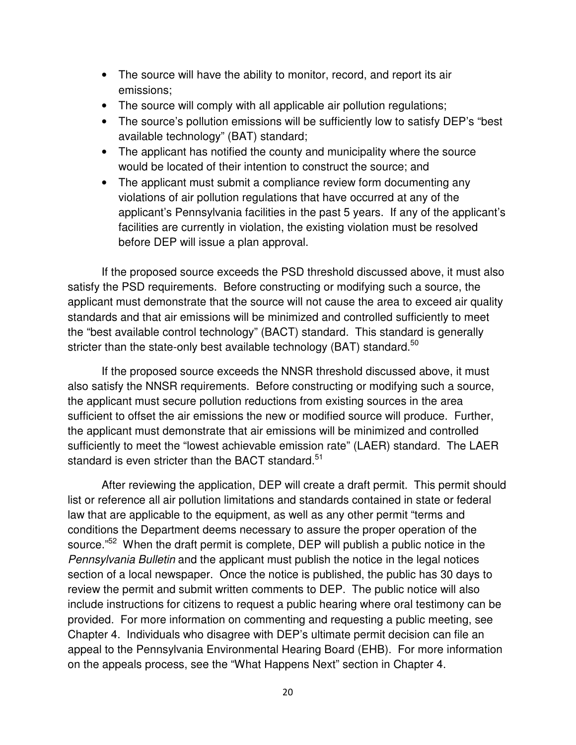- The source will have the ability to monitor, record, and report its air emissions;
- The source will comply with all applicable air pollution regulations;
- The source's pollution emissions will be sufficiently low to satisfy DEP's "best available technology" (BAT) standard;
- The applicant has notified the county and municipality where the source would be located of their intention to construct the source; and
- The applicant must submit a compliance review form documenting any violations of air pollution regulations that have occurred at any of the applicant's Pennsylvania facilities in the past 5 years. If any of the applicant's facilities are currently in violation, the existing violation must be resolved before DEP will issue a plan approval.

If the proposed source exceeds the PSD threshold discussed above, it must also satisfy the PSD requirements. Before constructing or modifying such a source, the applicant must demonstrate that the source will not cause the area to exceed air quality standards and that air emissions will be minimized and controlled sufficiently to meet the "best available control technology" (BACT) standard. This standard is generally stricter than the state-only best available technology (BAT) standard.[50]

If the proposed source exceeds the NNSR threshold discussed above, it must also satisfy the NNSR requirements. Before constructing or modifying such a source, the applicant must secure pollution reductions from existing sources in the area sufficient to offset the air emissions the new or modified source will produce. Further, the applicant must demonstrate that air emissions will be minimized and controlled sufficiently to meet the "lowest achievable emission rate" (LAER) standard. The LAER standard is even stricter than the BACT standard.[51]

After reviewing the application, DEP will create a draft permit. This permit should list or reference all air pollution limitations and standards contained in state or federal law that are applicable to the equipment, as well as any other permit "terms and conditions the Department deems necessary to assure the proper operation of the source."[52] When the draft permit is complete, DEP will publish a public notice in the *Pennsylvania Bulletin* and the applicant must publish the notice in the legal notices section of a local newspaper. Once the notice is published, the public has 30 days to review the permit and submit written comments to DEP. The public notice will also include instructions for citizens to request a public hearing where oral testimony can be provided. For more information on commenting and requesting a public meeting, see Chapter 4. Individuals who disagree with DEP's ultimate permit decision can file an appeal to the Pennsylvania Environmental Hearing Board (EHB). For more information on the appeals process, see the "What Happens Next" section in Chapter 4.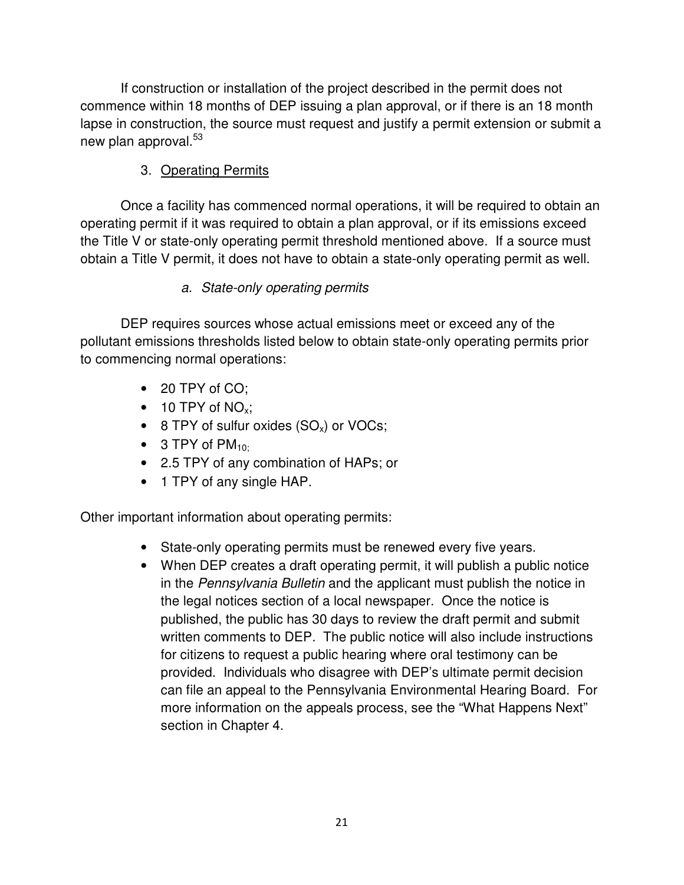If construction or installation of the project described in the permit does not commence within 18 months of DEP issuing a plan approval, or if there is an 18 month lapse in construction, the source must request and justify a permit extension or submit a new plan approval.[53]

### 3. Operating Permits

Once a facility has commenced normal operations, it will be required to obtain an operating permit if it was required to obtain a plan approval, or if its emissions exceed the Title V or state-only operating permit threshold mentioned above. If a source must obtain a Title V permit, it does not have to obtain a state-only operating permit as well.

#### *a. State-only operating permits*

DEP requires sources whose actual emissions meet or exceed any of the pollutant emissions thresholds listed below to obtain state-only operating permits prior to commencing normal operations:

- 20 TPY of CO;
- 10 TPY of $NO_x$;
- 8 TPY of sulfur oxides ($SO_x$) or VOCs;
- 3 TPY of $PM_{10}$;
- 2.5 TPY of any combination of HAPs; or
- 1 TPY of any single HAP.

Other important information about operating permits:

- State-only operating permits must be renewed every five years.
- When DEP creates a draft operating permit, it will publish a public notice in the *Pennsylvania Bulletin* and the applicant must publish the notice in the legal notices section of a local newspaper. Once the notice is published, the public has 30 days to review the draft permit and submit written comments to DEP. The public notice will also include instructions for citizens to request a public hearing where oral testimony can be provided. Individuals who disagree with DEP's ultimate permit decision can file an appeal to the Pennsylvania Environmental Hearing Board. For more information on the appeals process, see the "What Happens Next" section in Chapter 4.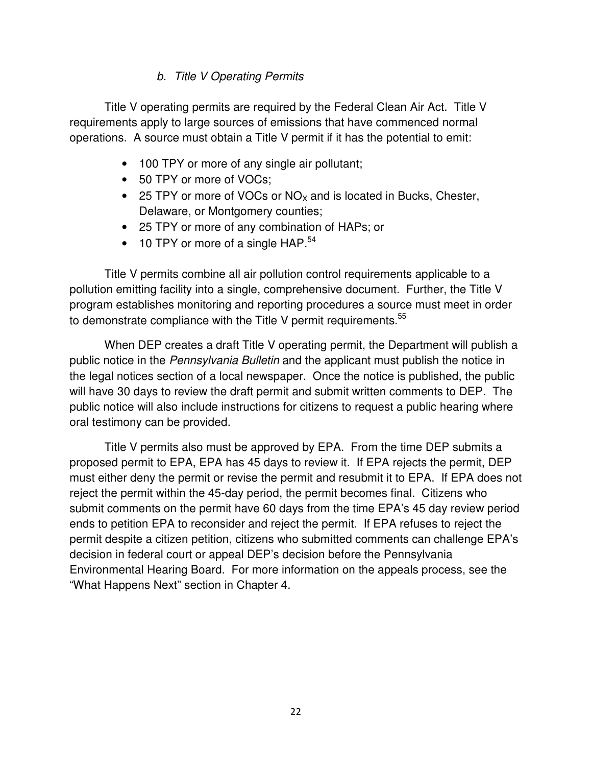### *b. Title V Operating Permits*

Title V operating permits are required by the Federal Clean Air Act. Title V requirements apply to large sources of emissions that have commenced normal operations. A source must obtain a Title V permit if it has the potential to emit:

- 100 TPY or more of any single air pollutant;
- 50 TPY or more of VOCs;
- 25 TPY or more of VOCs or $NO_X$ and is located in Bucks, Chester, Delaware, or Montgomery counties;
- 25 TPY or more of any combination of HAPs; or
- 10 TPY or more of a single HAP.[54]

Title V permits combine all air pollution control requirements applicable to a pollution emitting facility into a single, comprehensive document. Further, the Title V program establishes monitoring and reporting procedures a source must meet in order to demonstrate compliance with the Title V permit requirements.[55]

When DEP creates a draft Title V operating permit, the Department will publish a public notice in the *Pennsylvania Bulletin* and the applicant must publish the notice in the legal notices section of a local newspaper. Once the notice is published, the public will have 30 days to review the draft permit and submit written comments to DEP. The public notice will also include instructions for citizens to request a public hearing where oral testimony can be provided.

Title V permits also must be approved by EPA. From the time DEP submits a proposed permit to EPA, EPA has 45 days to review it. If EPA rejects the permit, DEP must either deny the permit or revise the permit and resubmit it to EPA. If EPA does not reject the permit within the 45-day period, the permit becomes final. Citizens who submit comments on the permit have 60 days from the time EPA's 45 day review period ends to petition EPA to reconsider and reject the permit. If EPA refuses to reject the permit despite a citizen petition, citizens who submitted comments can challenge EPA's decision in federal court or appeal DEP's decision before the Pennsylvania Environmental Hearing Board. For more information on the appeals process, see the "What Happens Next" section in Chapter 4.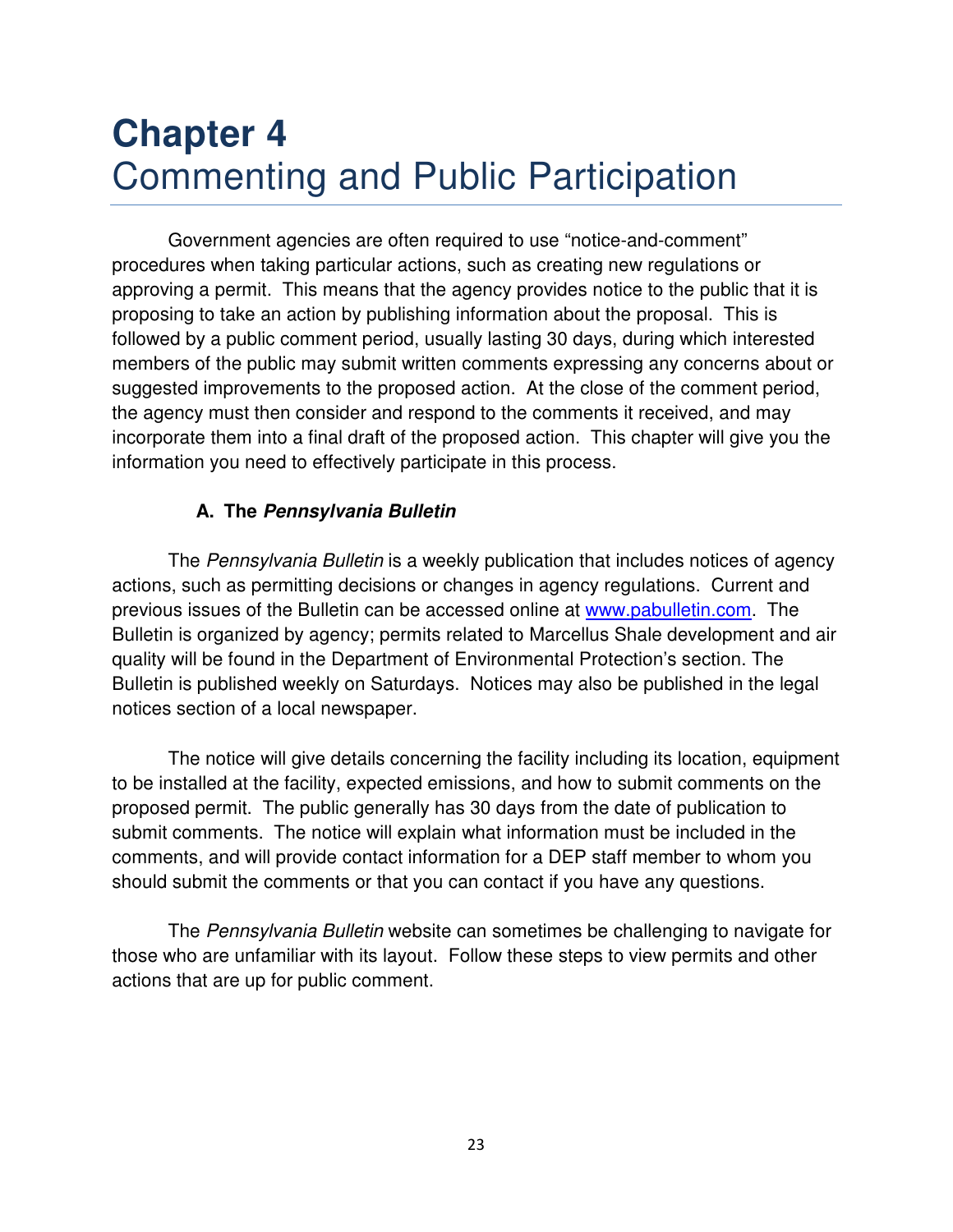# Chapter 4
# Commenting and Public Participation

Government agencies are often required to use "notice-and-comment" procedures when taking particular actions, such as creating new regulations or approving a permit. This means that the agency provides notice to the public that it is proposing to take an action by publishing information about the proposal. This is followed by a public comment period, usually lasting 30 days, during which interested members of the public may submit written comments expressing any concerns about or suggested improvements to the proposed action. At the close of the comment period, the agency must then consider and respond to the comments it received, and may incorporate them into a final draft of the proposed action. This chapter will give you the information you need to effectively participate in this process.

### A. The *Pennsylvania Bulletin*

The *Pennsylvania Bulletin* is a weekly publication that includes notices of agency actions, such as permitting decisions or changes in agency regulations. Current and previous issues of the Bulletin can be accessed online at www.pabulletin.com. The Bulletin is organized by agency; permits related to Marcellus Shale development and air quality will be found in the Department of Environmental Protection's section. The Bulletin is published weekly on Saturdays. Notices may also be published in the legal notices section of a local newspaper.

The notice will give details concerning the facility including its location, equipment to be installed at the facility, expected emissions, and how to submit comments on the proposed permit. The public generally has 30 days from the date of publication to submit comments. The notice will explain what information must be included in the comments, and will provide contact information for a DEP staff member to whom you should submit the comments or that you can contact if you have any questions.

The *Pennsylvania Bulletin* website can sometimes be challenging to navigate for those who are unfamiliar with its layout. Follow these steps to view permits and other actions that are up for public comment.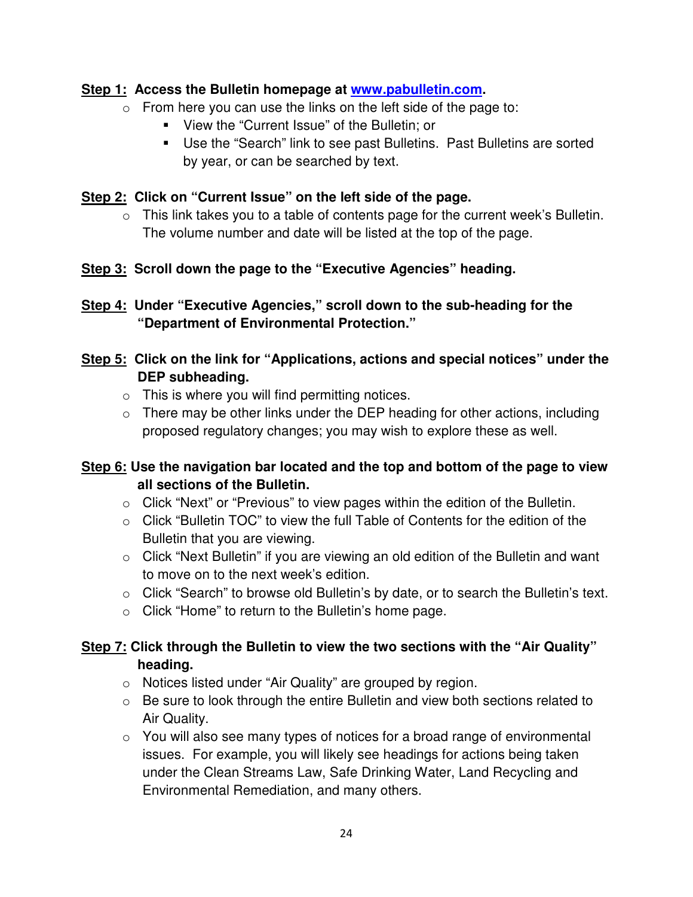**<u>Step 1:</u> Access the Bulletin homepage at [www.pabulletin.com](http://www.pabulletin.com).**

- From here you can use the links on the left side of the page to:
  - View the "Current Issue" of the Bulletin; or
  - Use the "Search" link to see past Bulletins. Past Bulletins are sorted by year, or can be searched by text.

**<u>Step 2:</u> Click on "Current Issue" on the left side of the page.**

- This link takes you to a table of contents page for the current week's Bulletin. The volume number and date will be listed at the top of the page.

**<u>Step 3:</u> Scroll down the page to the "Executive Agencies" heading.**

**<u>Step 4:</u> Under "Executive Agencies," scroll down to the sub-heading for the "Department of Environmental Protection."**

**<u>Step 5:</u> Click on the link for "Applications, actions and special notices" under the DEP subheading.**

- This is where you will find permitting notices.
- There may be other links under the DEP heading for other actions, including proposed regulatory changes; you may wish to explore these as well.

**<u>Step 6:</u> Use the navigation bar located and the top and bottom of the page to view all sections of the Bulletin.**

- Click "Next" or "Previous" to view pages within the edition of the Bulletin.
- Click "Bulletin TOC" to view the full Table of Contents for the edition of the Bulletin that you are viewing.
- Click "Next Bulletin" if you are viewing an old edition of the Bulletin and want to move on to the next week's edition.
- Click "Search" to browse old Bulletin's by date, or to search the Bulletin's text.
- Click "Home" to return to the Bulletin's home page.

**<u>Step 7:</u> Click through the Bulletin to view the two sections with the "Air Quality" heading.**

- Notices listed under "Air Quality" are grouped by region.
- Be sure to look through the entire Bulletin and view both sections related to Air Quality.
- You will also see many types of notices for a broad range of environmental issues. For example, you will likely see headings for actions being taken under the Clean Streams Law, Safe Drinking Water, Land Recycling and Environmental Remediation, and many others.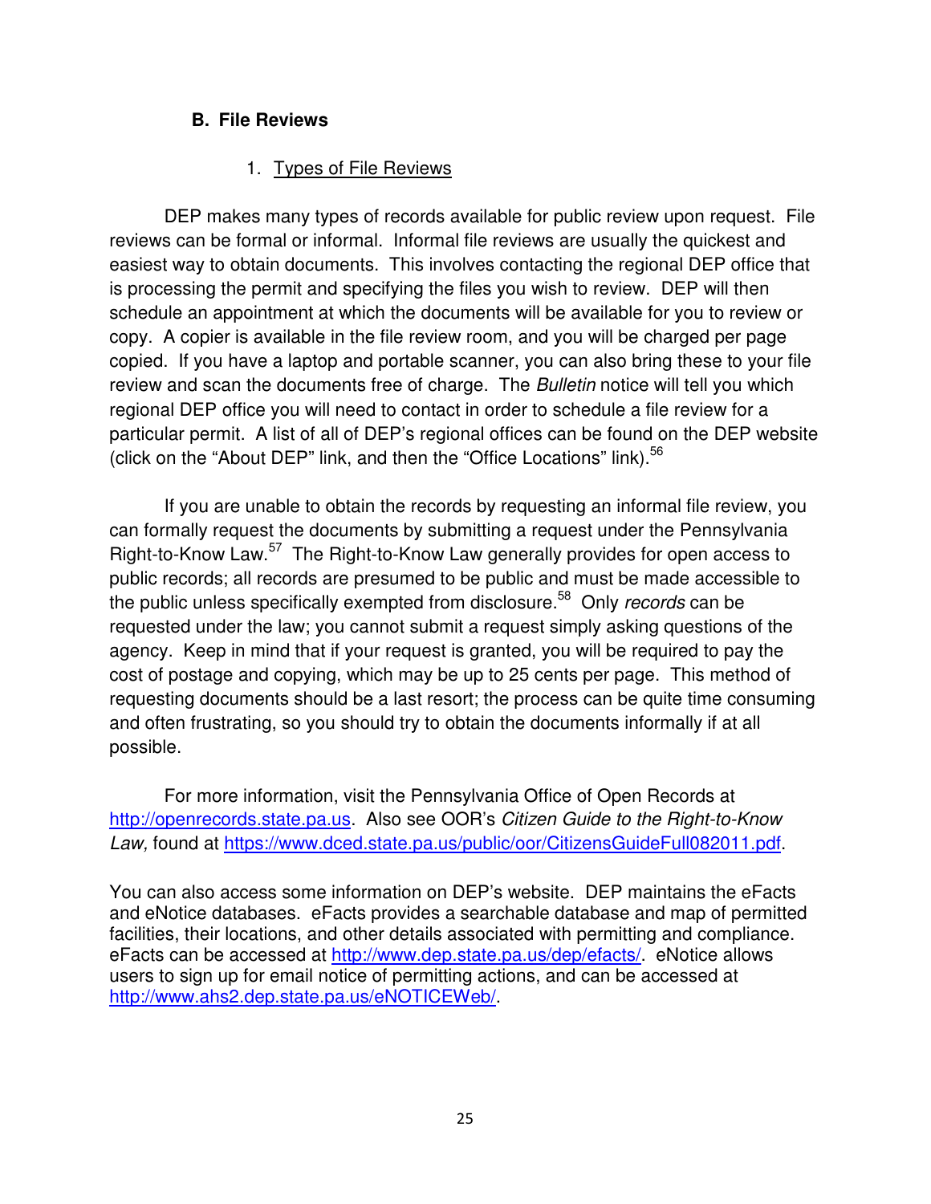### B. File Reviews

#### 1. Types of File Reviews

DEP makes many types of records available for public review upon request. File reviews can be formal or informal. Informal file reviews are usually the quickest and easiest way to obtain documents. This involves contacting the regional DEP office that is processing the permit and specifying the files you wish to review. DEP will then schedule an appointment at which the documents will be available for you to review or copy. A copier is available in the file review room, and you will be charged per page copied. If you have a laptop and portable scanner, you can also bring these to your file review and scan the documents free of charge. The *Bulletin* notice will tell you which regional DEP office you will need to contact in order to schedule a file review for a particular permit. A list of all of DEP's regional offices can be found on the DEP website (click on the "About DEP" link, and then the "Office Locations" link).[56]

If you are unable to obtain the records by requesting an informal file review, you can formally request the documents by submitting a request under the Pennsylvania Right-to-Know Law.[57] The Right-to-Know Law generally provides for open access to public records; all records are presumed to be public and must be made accessible to the public unless specifically exempted from disclosure.[58] Only *records* can be requested under the law; you cannot submit a request simply asking questions of the agency. Keep in mind that if your request is granted, you will be required to pay the cost of postage and copying, which may be up to 25 cents per page. This method of requesting documents should be a last resort; the process can be quite time consuming and often frustrating, so you should try to obtain the documents informally if at all possible.

For more information, visit the Pennsylvania Office of Open Records at http://openrecords.state.pa.us. Also see OOR's *Citizen Guide to the Right-to-Know Law,* found at https://www.dced.state.pa.us/public/oor/CitizensGuideFull082011.pdf.

You can also access some information on DEP's website. DEP maintains the eFacts and eNotice databases. eFacts provides a searchable database and map of permitted facilities, their locations, and other details associated with permitting and compliance. eFacts can be accessed at http://www.dep.state.pa.us/dep/efacts/. eNotice allows users to sign up for email notice of permitting actions, and can be accessed at http://www.ahs2.dep.state.pa.us/eNOTICEWeb/.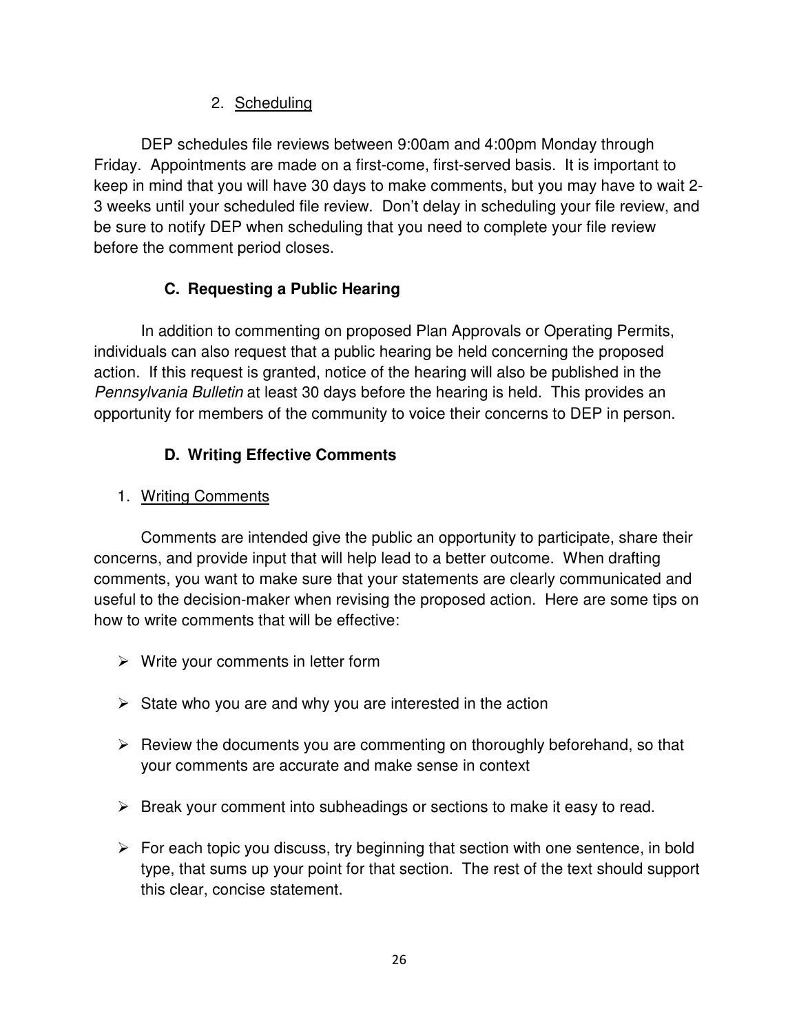2. Scheduling

DEP schedules file reviews between 9:00am and 4:00pm Monday through Friday. Appointments are made on a first-come, first-served basis. It is important to keep in mind that you will have 30 days to make comments, but you may have to wait 2-3 weeks until your scheduled file review. Don't delay in scheduling your file review, and be sure to notify DEP when scheduling that you need to complete your file review before the comment period closes.

### C. Requesting a Public Hearing

In addition to commenting on proposed Plan Approvals or Operating Permits, individuals can also request that a public hearing be held concerning the proposed action. If this request is granted, notice of the hearing will also be published in the *Pennsylvania Bulletin* at least 30 days before the hearing is held. This provides an opportunity for members of the community to voice their concerns to DEP in person.

### D. Writing Effective Comments

1. Writing Comments

Comments are intended give the public an opportunity to participate, share their concerns, and provide input that will help lead to a better outcome. When drafting comments, you want to make sure that your statements are clearly communicated and useful to the decision-maker when revising the proposed action. Here are some tips on how to write comments that will be effective:

- Write your comments in letter form
- State who you are and why you are interested in the action
- Review the documents you are commenting on thoroughly beforehand, so that your comments are accurate and make sense in context
- Break your comment into subheadings or sections to make it easy to read.
- For each topic you discuss, try beginning that section with one sentence, in bold type, that sums up your point for that section. The rest of the text should support this clear, concise statement.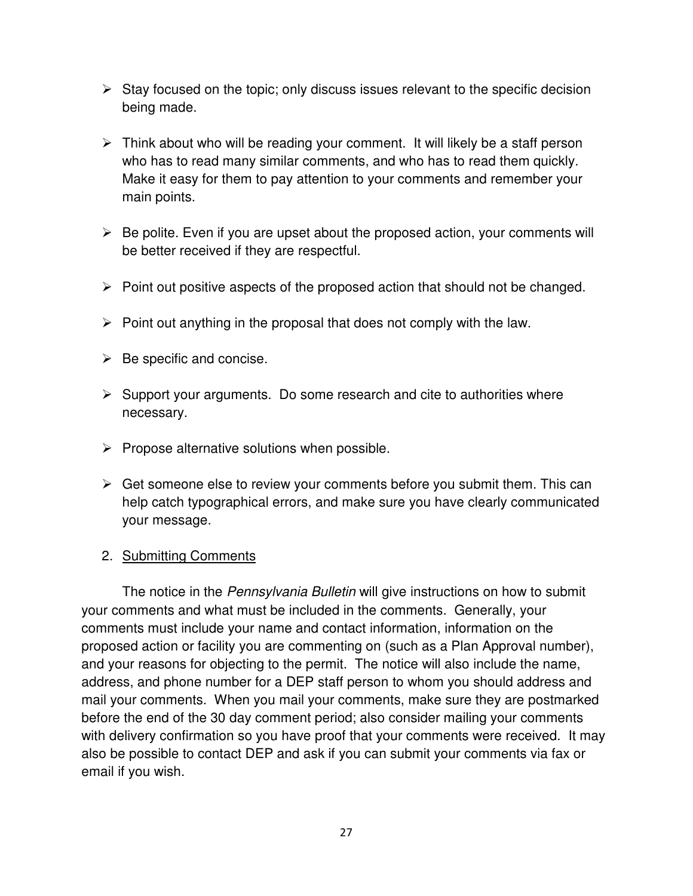- Stay focused on the topic; only discuss issues relevant to the specific decision being made.
- Think about who will be reading your comment. It will likely be a staff person who has to read many similar comments, and who has to read them quickly. Make it easy for them to pay attention to your comments and remember your main points.
- Be polite. Even if you are upset about the proposed action, your comments will be better received if they are respectful.
- Point out positive aspects of the proposed action that should not be changed.
- Point out anything in the proposal that does not comply with the law.
- Be specific and concise.
- Support your arguments. Do some research and cite to authorities where necessary.
- Propose alternative solutions when possible.
- Get someone else to review your comments before you submit them. This can help catch typographical errors, and make sure you have clearly communicated your message.

2. <u>Submitting Comments</u>

The notice in the *Pennsylvania Bulletin* will give instructions on how to submit your comments and what must be included in the comments. Generally, your comments must include your name and contact information, information on the proposed action or facility you are commenting on (such as a Plan Approval number), and your reasons for objecting to the permit. The notice will also include the name, address, and phone number for a DEP staff person to whom you should address and mail your comments. When you mail your comments, make sure they are postmarked before the end of the 30 day comment period; also consider mailing your comments with delivery confirmation so you have proof that your comments were received. It may also be possible to contact DEP and ask if you can submit your comments via fax or email if you wish.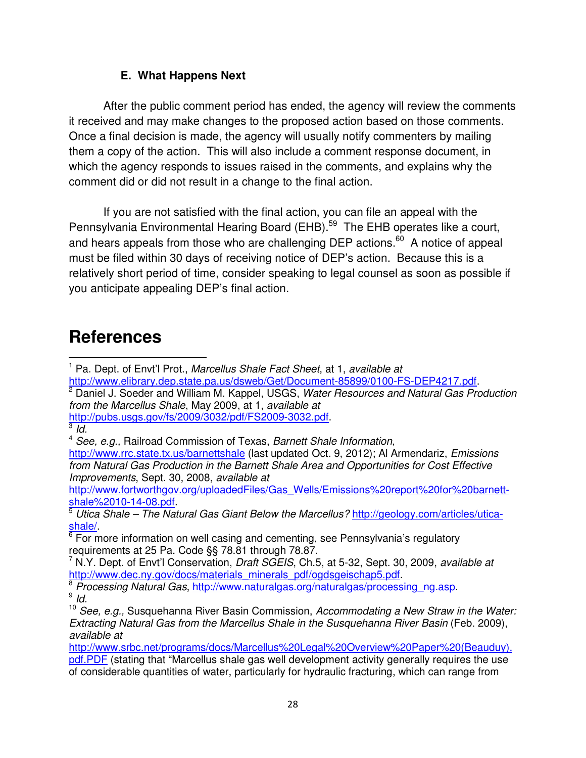### E. What Happens Next

After the public comment period has ended, the agency will review the comments it received and may make changes to the proposed action based on those comments. Once a final decision is made, the agency will usually notify commenters by mailing them a copy of the action. This will also include a comment response document, in which the agency responds to issues raised in the comments, and explains why the comment did or did not result in a change to the final action.

If you are not satisfied with the final action, you can file an appeal with the Pennsylvania Environmental Hearing Board (EHB).[59] The EHB operates like a court, and hears appeals from those who are challenging DEP actions.[60] A notice of appeal must be filed within 30 days of receiving notice of DEP's action. Because this is a relatively short period of time, consider speaking to legal counsel as soon as possible if you anticipate appealing DEP's final action.

# References

[1] Pa. Dept. of Envt'l Prot., *Marcellus Shale Fact Sheet*, at 1, *available at* http://www.elibrary.dep.state.pa.us/dsweb/Get/Document-85899/0100-FS-DEP4217.pdf.

[2] Daniel J. Soeder and William M. Kappel, USGS, *Water Resources and Natural Gas Production from the Marcellus Shale*, May 2009, at 1, *available at* http://pubs.usgs.gov/fs/2009/3032/pdf/FS2009-3032.pdf.

[3] *Id.*

[4] *See, e.g.,* Railroad Commission of Texas, *Barnett Shale Information*, http://www.rrc.state.tx.us/barnettshale (last updated Oct. 9, 2012); Al Armendariz, *Emissions from Natural Gas Production in the Barnett Shale Area and Opportunities for Cost Effective Improvements*, Sept. 30, 2008, *available at* http://www.fortworthgov.org/uploadedFiles/Gas_Wells/Emissions%20report%20for%20barnett-shale%2010-14-08.pdf.

[5] *Utica Shale – The Natural Gas Giant Below the Marcellus?* http://geology.com/articles/utica-shale/.

[6] For more information on well casing and cementing, see Pennsylvania's regulatory requirements at 25 Pa. Code §§ 78.81 through 78.87.

[7] N.Y. Dept. of Envt'l Conservation, *Draft SGEIS*, Ch.5, at 5-32, Sept. 30, 2009, *available at* http://www.dec.ny.gov/docs/materials_minerals_pdf/ogdsgeischap5.pdf.

[8] *Processing Natural Gas*, http://www.naturalgas.org/naturalgas/processing_ng.asp.

[9] *Id.*

[10] *See, e.g.,* Susquehanna River Basin Commission, *Accommodating a New Straw in the Water: Extracting Natural Gas from the Marcellus Shale in the Susquehanna River Basin* (Feb. 2009), *available at* http://www.srbc.net/programs/docs/Marcellus%20Legal%20Overview%20Paper%20(Beauduy).pdf.PDF (stating that "Marcellus shale gas well development activity generally requires the use of considerable quantities of water, particularly for hydraulic fracturing, which can range from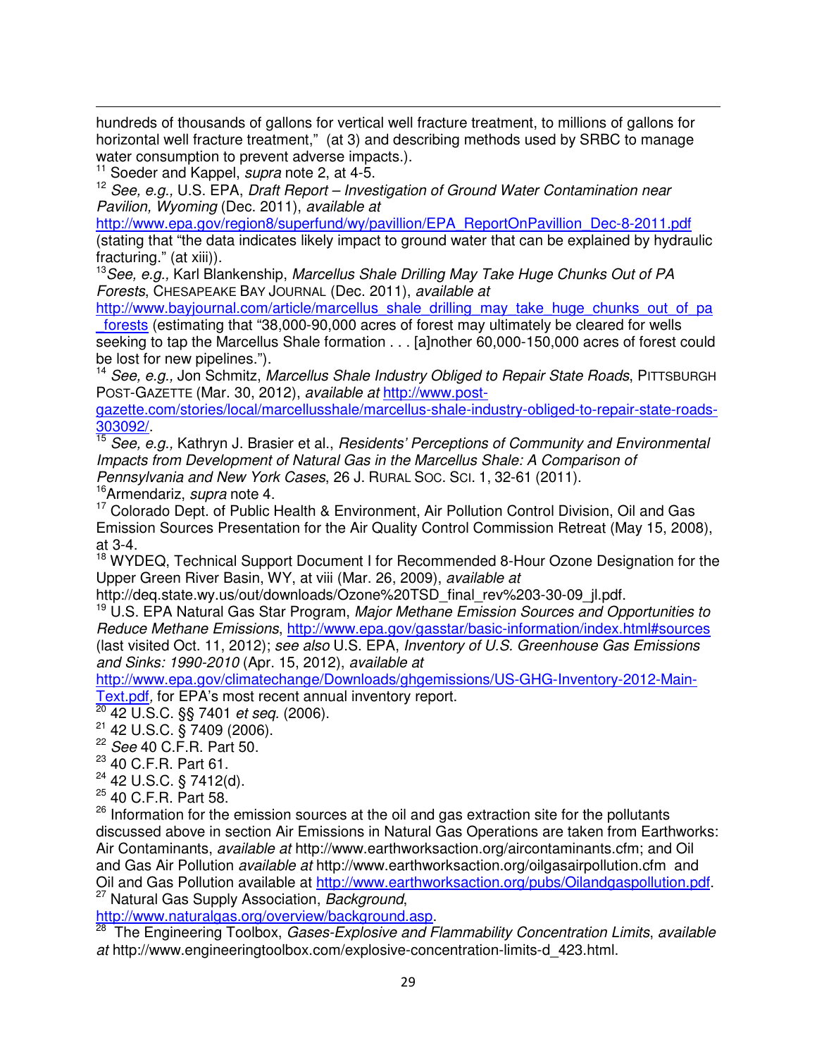hundreds of thousands of gallons for vertical well fracture treatment, to millions of gallons for horizontal well fracture treatment," (at 3) and describing methods used by SRBC to manage water consumption to prevent adverse impacts.).

[11] Soeder and Kappel, *supra* note 2, at 4-5.

[12] *See, e.g.,* U.S. EPA, *Draft Report – Investigation of Ground Water Contamination near Pavilion, Wyoming* (Dec. 2011), *available at* http://www.epa.gov/region8/superfund/wy/pavillion/EPA_ReportOnPavillion_Dec-8-2011.pdf (stating that "the data indicates likely impact to ground water that can be explained by hydraulic fracturing." (at xiii)).

[13] *See, e.g.,* Karl Blankenship, *Marcellus Shale Drilling May Take Huge Chunks Out of PA Forests*, CHESAPEAKE BAY JOURNAL (Dec. 2011), *available at* http://www.bayjournal.com/article/marcellus_shale_drilling_may_take_huge_chunks_out_of_pa_forests (estimating that "38,000-90,000 acres of forest may ultimately be cleared for wells seeking to tap the Marcellus Shale formation . . . [a]nother 60,000-150,000 acres of forest could be lost for new pipelines.").

[14] *See, e.g.,* Jon Schmitz, *Marcellus Shale Industry Obliged to Repair State Roads*, PITTSBURGH POST-GAZETTE (Mar. 30, 2012), *available at* http://www.post-gazette.com/stories/local/marcellusshale/marcellus-shale-industry-obliged-to-repair-state-roads-303092/.

[15] *See, e.g.,* Kathryn J. Brasier et al., *Residents' Perceptions of Community and Environmental Impacts from Development of Natural Gas in the Marcellus Shale: A Comparison of Pennsylvania and New York Cases*, 26 J. RURAL SOC. SCI. 1, 32-61 (2011).

[16] Armendariz, *supra* note 4.

[17] Colorado Dept. of Public Health & Environment, Air Pollution Control Division, Oil and Gas Emission Sources Presentation for the Air Quality Control Commission Retreat (May 15, 2008), at 3-4.

[18] WYDEQ, Technical Support Document I for Recommended 8-Hour Ozone Designation for the Upper Green River Basin, WY, at viii (Mar. 26, 2009), *available at* http://deq.state.wy.us/out/downloads/Ozone%20TSD_final_rev%203-30-09_jl.pdf.

[19] U.S. EPA Natural Gas Star Program, *Major Methane Emission Sources and Opportunities to Reduce Methane Emissions*, http://www.epa.gov/gasstar/basic-information/index.html#sources (last visited Oct. 11, 2012); *see also* U.S. EPA, *Inventory of U.S. Greenhouse Gas Emissions and Sinks: 1990-2010* (Apr. 15, 2012), *available at* http://www.epa.gov/climatechange/Downloads/ghgemissions/US-GHG-Inventory-2012-Main-Text.pdf, for EPA's most recent annual inventory report.

[20] 42 U.S.C. §§ 7401 *et seq.* (2006).

[21] 42 U.S.C. § 7409 (2006).

[22] *See* 40 C.F.R. Part 50.

[23] 40 C.F.R. Part 61.

[24] 42 U.S.C. § 7412(d).

[25] 40 C.F.R. Part 58.

[26] Information for the emission sources at the oil and gas extraction site for the pollutants discussed above in section Air Emissions in Natural Gas Operations are taken from Earthworks: Air Contaminants, *available at* http://www.earthworksaction.org/aircontaminants.cfm; and Oil and Gas Air Pollution *available at* http://www.earthworksaction.org/oilgasairpollution.cfm and Oil and Gas Pollution available at http://www.earthworksaction.org/pubs/Oilandgaspollution.pdf.

[27] Natural Gas Supply Association, *Background*, http://www.naturalgas.org/overview/background.asp.

[28] The Engineering Toolbox, *Gases-Explosive and Flammability Concentration Limits*, *available at* http://www.engineeringtoolbox.com/explosive-concentration-limits-d_423.html.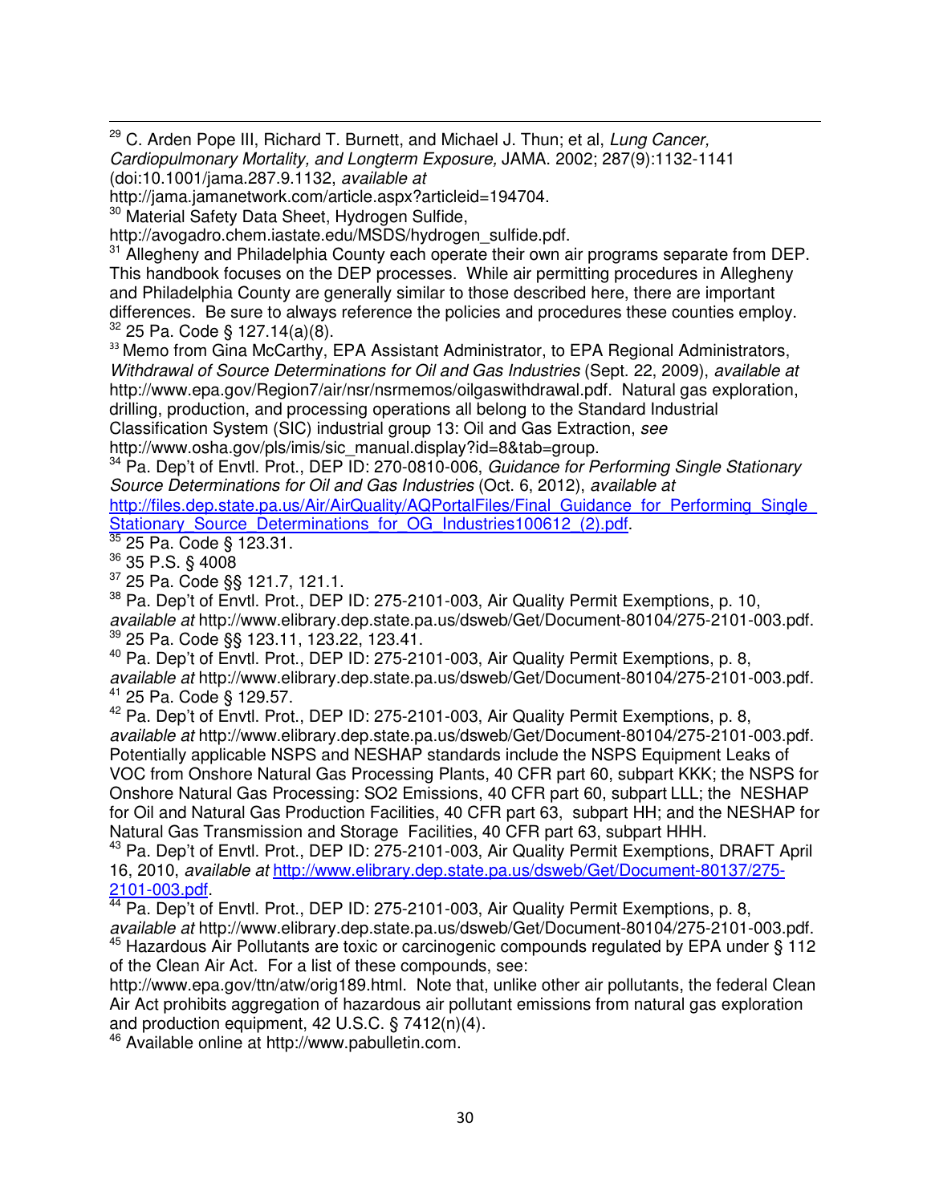[29] C. Arden Pope III, Richard T. Burnett, and Michael J. Thun; et al, *Lung Cancer, Cardiopulmonary Mortality, and Longterm Exposure,* JAMA. 2002; 287(9):1132-1141 (doi:10.1001/jama.287.9.1132, *available at* http://jama.jamanetwork.com/article.aspx?articleid=194704.

[30] Material Safety Data Sheet, Hydrogen Sulfide, http://avogadro.chem.iastate.edu/MSDS/hydrogen_sulfide.pdf.

[31] Allegheny and Philadelphia County each operate their own air programs separate from DEP. This handbook focuses on the DEP processes. While air permitting procedures in Allegheny and Philadelphia County are generally similar to those described here, there are important differences. Be sure to always reference the policies and procedures these counties employ.

[32] 25 Pa. Code § 127.14(a)(8).

[33] Memo from Gina McCarthy, EPA Assistant Administrator, to EPA Regional Administrators, *Withdrawal of Source Determinations for Oil and Gas Industries* (Sept. 22, 2009), *available at* http://www.epa.gov/Region7/air/nsr/nsrmemos/oilgaswithdrawal.pdf. Natural gas exploration, drilling, production, and processing operations all belong to the Standard Industrial Classification System (SIC) industrial group 13: Oil and Gas Extraction, *see* http://www.osha.gov/pls/imis/sic_manual.display?id=8&tab=group.

[34] Pa. Dep't of Envtl. Prot., DEP ID: 270-0810-006, *Guidance for Performing Single Stationary Source Determinations for Oil and Gas Industries* (Oct. 6, 2012), *available at* http://files.dep.state.pa.us/Air/AirQuality/AQPortalFiles/Final_Guidance_for_Performing_Single_Stationary_Source_Determinations_for_OG_Industries100612_(2).pdf.

[35] 25 Pa. Code § 123.31.

[36] 35 P.S. § 4008

[37] 25 Pa. Code §§ 121.7, 121.1.

[38] Pa. Dep't of Envtl. Prot., DEP ID: 275-2101-003, Air Quality Permit Exemptions, p. 10, *available at* http://www.elibrary.dep.state.pa.us/dsweb/Get/Document-80104/275-2101-003.pdf.

[39] 25 Pa. Code §§ 123.11, 123.22, 123.41.

[40] Pa. Dep't of Envtl. Prot., DEP ID: 275-2101-003, Air Quality Permit Exemptions, p. 8, *available at* http://www.elibrary.dep.state.pa.us/dsweb/Get/Document-80104/275-2101-003.pdf.

[41] 25 Pa. Code § 129.57.

[42] Pa. Dep't of Envtl. Prot., DEP ID: 275-2101-003, Air Quality Permit Exemptions, p. 8, *available at* http://www.elibrary.dep.state.pa.us/dsweb/Get/Document-80104/275-2101-003.pdf. Potentially applicable NSPS and NESHAP standards include the NSPS Equipment Leaks of VOC from Onshore Natural Gas Processing Plants, 40 CFR part 60, subpart KKK; the NSPS for Onshore Natural Gas Processing: $SO_2$ Emissions, 40 CFR part 60, subpart LLL; the NESHAP for Oil and Natural Gas Production Facilities, 40 CFR part 63, subpart HH; and the NESHAP for Natural Gas Transmission and Storage Facilities, 40 CFR part 63, subpart HHH.

[43] Pa. Dep't of Envtl. Prot., DEP ID: 275-2101-003, Air Quality Permit Exemptions, DRAFT April 16, 2010, *available at* http://www.elibrary.dep.state.pa.us/dsweb/Get/Document-80137/275-2101-003.pdf.

[44] Pa. Dep't of Envtl. Prot., DEP ID: 275-2101-003, Air Quality Permit Exemptions, p. 8, *available at* http://www.elibrary.dep.state.pa.us/dsweb/Get/Document-80104/275-2101-003.pdf.

[45] Hazardous Air Pollutants are toxic or carcinogenic compounds regulated by EPA under § 112 of the Clean Air Act. For a list of these compounds, see: http://www.epa.gov/ttn/atw/orig189.html. Note that, unlike other air pollutants, the federal Clean Air Act prohibits aggregation of hazardous air pollutant emissions from natural gas exploration and production equipment, 42 U.S.C. § 7412(n)(4).

[46] Available online at http://www.pabulletin.com.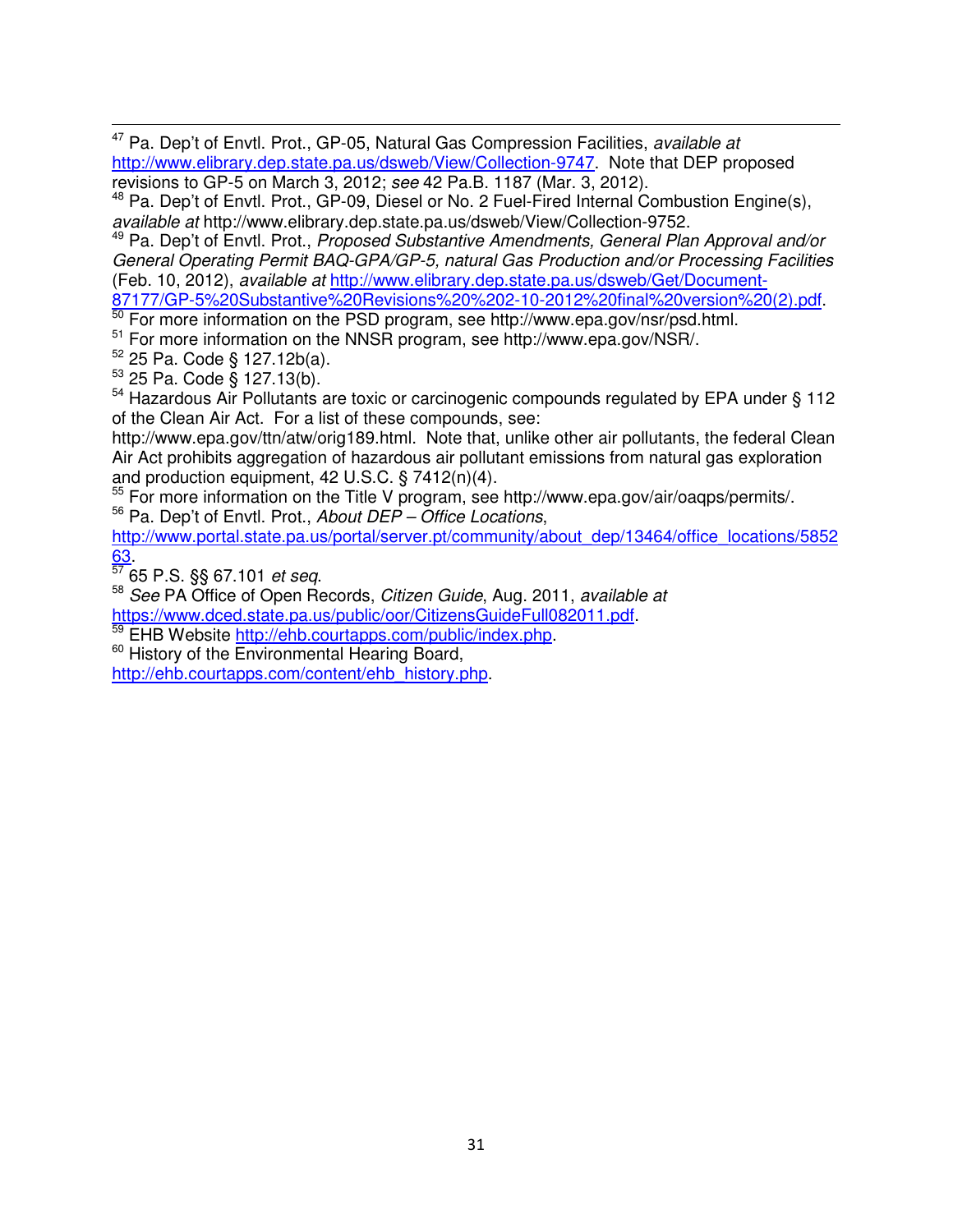[47] Pa. Dep't of Envtl. Prot., GP-05, Natural Gas Compression Facilities, *available at* http://www.elibrary.dep.state.pa.us/dsweb/View/Collection-9747. Note that DEP proposed revisions to GP-5 on March 3, 2012; *see* 42 Pa.B. 1187 (Mar. 3, 2012).

[48] Pa. Dep't of Envtl. Prot., GP-09, Diesel or No. 2 Fuel-Fired Internal Combustion Engine(s), *available at* http://www.elibrary.dep.state.pa.us/dsweb/View/Collection-9752.

[49] Pa. Dep't of Envtl. Prot., *Proposed Substantive Amendments, General Plan Approval and/or General Operating Permit BAQ-GPA/GP-5, natural Gas Production and/or Processing Facilities* (Feb. 10, 2012), *available at* http://www.elibrary.dep.state.pa.us/dsweb/Get/Document-87177/GP-5%20Substantive%20Revisions%20%202-10-2012%20final%20version%20(2).pdf.

[50] For more information on the PSD program, see http://www.epa.gov/nsr/psd.html.

[51] For more information on the NNSR program, see http://www.epa.gov/NSR/.

[52] 25 Pa. Code § 127.12b(a).

[53] 25 Pa. Code § 127.13(b).

[54] Hazardous Air Pollutants are toxic or carcinogenic compounds regulated by EPA under § 112 of the Clean Air Act. For a list of these compounds, see: http://www.epa.gov/ttn/atw/orig189.html. Note that, unlike other air pollutants, the federal Clean Air Act prohibits aggregation of hazardous air pollutant emissions from natural gas exploration and production equipment, 42 U.S.C. § 7412(n)(4).

[55] For more information on the Title V program, see http://www.epa.gov/air/oaqps/permits/.

[56] Pa. Dep't of Envtl. Prot., *About DEP – Office Locations*, http://www.portal.state.pa.us/portal/server.pt/community/about_dep/13464/office_locations/585263.

[57] 65 P.S. §§ 67.101 *et seq*.

[58] *See* PA Office of Open Records, *Citizen Guide*, Aug. 2011, *available at* https://www.dced.state.pa.us/public/oor/CitizensGuideFull082011.pdf.

[59] EHB Website http://ehb.courtapps.com/public/index.php.

[60] History of the Environmental Hearing Board, http://ehb.courtapps.com/content/ehb_history.php.